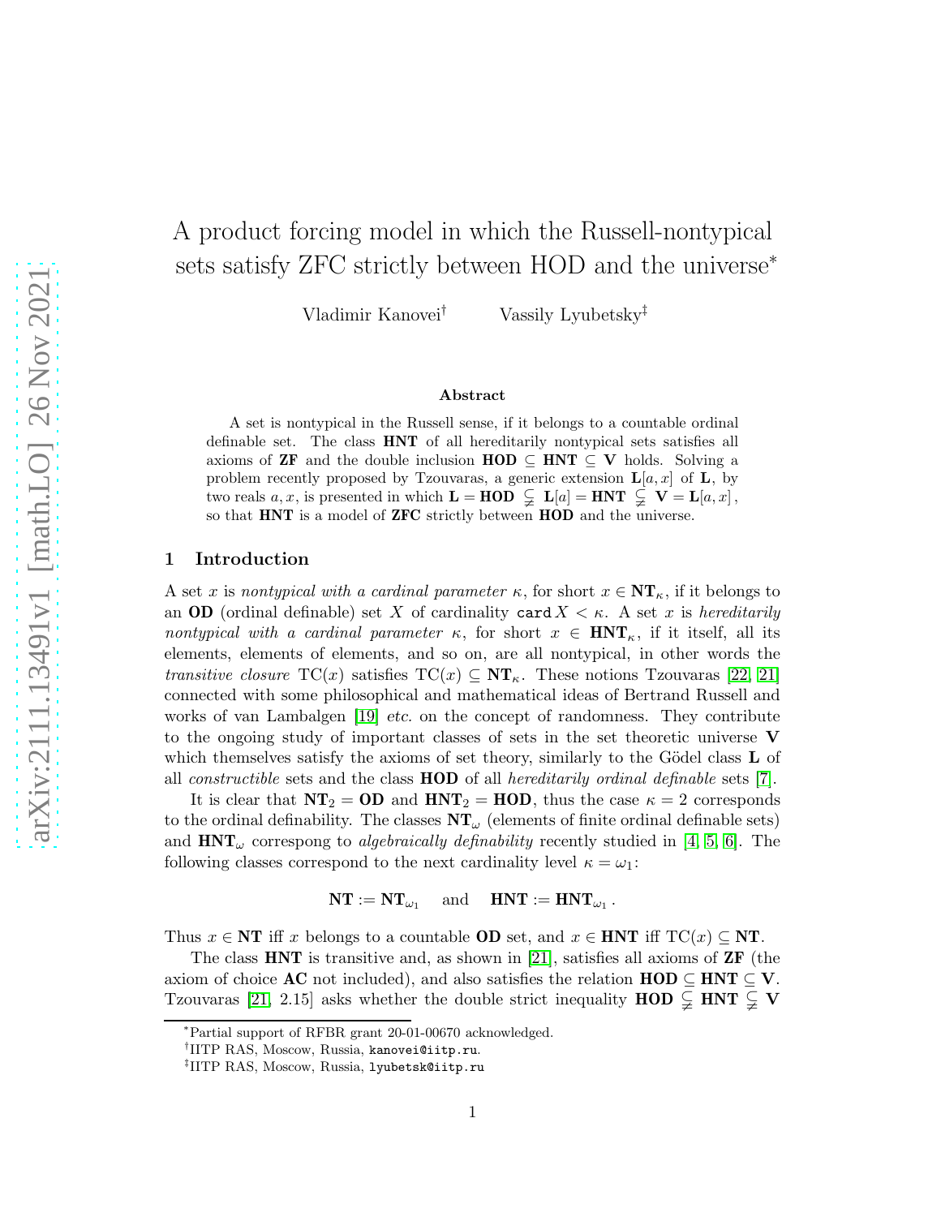# A product forcing model in which the Russell-nontypical sets satisfy ZFC strictly between HOD and the universe*

Vladimir Kanovei[†] Vassily Lyubetsky[‡]

### Abstract

A set is nontypical in the Russell sense, if it belongs to a countable ordinal definable set. The class **HNT** of all hereditarily nontypical sets satisfies all axioms of **ZF** and the double inclusion $\mathbf{HOD} \subseteq \mathbf{HNT} \subseteq \mathbf{V}$ holds. Solving a problem recently proposed by Tzouvaras, a generic extension $\mathbf{L}[a, x]$ of $\mathbf{L}$, by two reals $a, x$, is presented in which $\mathbf{L} = \mathbf{HOD} \subsetneqq \mathbf{L}[a] = \mathbf{HNT} \subsetneqq \mathbf{V} = \mathbf{L}[a, x]$, so that **HNT** is a model of **ZFC** strictly between **HOD** and the universe.

## 1 Introduction

A set $x$ is *nontypical with a cardinal parameter* $\kappa$, for short $x \in \mathbf{NT}_\kappa$, if it belongs to an **OD** (ordinal definable) set $X$ of cardinality $\mathtt{card}\, X < \kappa$. A set $x$ is *hereditarily nontypical with a cardinal parameter* $\kappa$, for short $x \in \mathbf{HNT}_\kappa$, if it itself, all its elements, elements of elements, and so on, are all nontypical, in other words the *transitive closure* $\mathrm{TC}(x)$ satisfies $\mathrm{TC}(x) \subseteq \mathbf{NT}_\kappa$. These notions Tzouvaras [22, 21] connected with some philosophical and mathematical ideas of Bertrand Russell and works of van Lambalgen [19] *etc.* on the concept of randomness. They contribute to the ongoing study of important classes of sets in the set theoretic universe $\mathbf{V}$ which themselves satisfy the axioms of set theory, similarly to the Gödel class $\mathbf{L}$ of all *constructible* sets and the class **HOD** of all *hereditarily ordinal definable* sets [7].

It is clear that $\mathbf{NT}_2 = \mathbf{OD}$ and $\mathbf{HNT}_2 = \mathbf{HOD}$, thus the case $\kappa = 2$ corresponds to the ordinal definability. The classes $\mathbf{NT}_\omega$ (elements of finite ordinal definable sets) and $\mathbf{HNT}_\omega$ correspong to *algebraically definability* recently studied in [4, 5, 6]. The following classes correspond to the next cardinality level $\kappa = \omega_1$:

$$\mathbf{NT} := \mathbf{NT}_{\omega_1} \quad \text{and} \quad \mathbf{HNT} := \mathbf{HNT}_{\omega_1}.$$

Thus $x \in \mathbf{NT}$ iff $x$ belongs to a countable **OD** set, and $x \in \mathbf{HNT}$ iff $\mathrm{TC}(x) \subseteq \mathbf{NT}$.

The class **HNT** is transitive and, as shown in [21], satisfies all axioms of **ZF** (the axiom of choice **AC** not included), and also satisfies the relation $\mathbf{HOD} \subseteq \mathbf{HNT} \subseteq \mathbf{V}$. Tzouvaras [21, 2.15] asks whether the double strict inequality $\mathbf{HOD} \subsetneqq \mathbf{HNT} \subsetneqq \mathbf{V}$

---

*Partial support of RFBR grant 20-01-00670 acknowledged.

[†]IITP RAS, Moscow, Russia, kanovei@iitp.ru.

[‡]IITP RAS, Moscow, Russia, lyubetsk@iitp.ru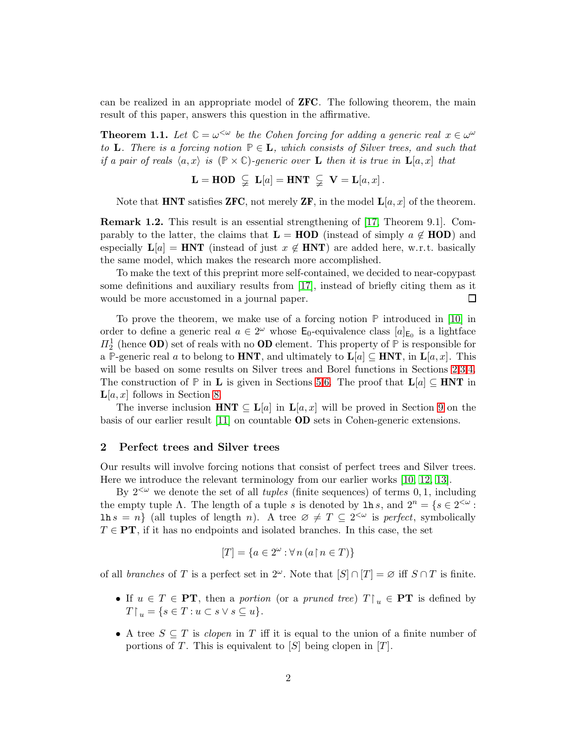can be realized in an appropriate model of **ZFC**. The following theorem, the main result of this paper, answers this question in the affirmative.

**Theorem 1.1.** *Let $\mathbb{C} = \omega^{<\omega}$ be the Cohen forcing for adding a generic real $x \in \omega^\omega$ to* $\mathbf{L}$*. There is a forcing notion $\mathbb{P} \in \mathbf{L}$, which consists of Silver trees, and such that if a pair of reals $\langle a, x\rangle$ is $(\mathbb{P} \times \mathbb{C})$-generic over $\mathbf{L}$ then it is true in $\mathbf{L}[a,x]$ that*

$$\mathbf{L} = \mathbf{HOD} \subsetneqq \mathbf{L}[a] = \mathbf{HNT} \subsetneqq \mathbf{V} = \mathbf{L}[a,x]\,.$$

Note that **HNT** satisfies **ZFC**, not merely **ZF**, in the model $\mathbf{L}[a,x]$ of the theorem.

**Remark 1.2.** This result is an essential strengthening of [17, Theorem 9.1]. Comparably to the latter, the claims that $\mathbf{L} = \mathbf{HOD}$ (instead of simply $a \notin \mathbf{HOD}$) and especially $\mathbf{L}[a] = \mathbf{HNT}$ (instead of just $x \notin \mathbf{HNT}$) are added here, w.r.t. basically the same model, which makes the research more accomplished.

To make the text of this preprint more self-contained, we decided to near-copypast some definitions and auxiliary results from [17], instead of briefly citing them as it would be more accustomed in a journal paper. □

To prove the theorem, we make use of a forcing notion $\mathbb{P}$ introduced in [10] in order to define a generic real $a \in 2^\omega$ whose $\mathsf{E}_0$-equivalence class $[a]_{\mathsf{E}_0}$ is a lightface $\Pi^1_2$ (hence **OD**) set of reals with no **OD** element. This property of $\mathbb{P}$ is responsible for a $\mathbb{P}$-generic real $a$ to belong to **HNT**, and ultimately to $\mathbf{L}[a] \subseteq \mathbf{HNT}$, in $\mathbf{L}[a,x]$. This will be based on some results on Silver trees and Borel functions in Sections 2,3,4. The construction of $\mathbb{P}$ in $\mathbf{L}$ is given in Sections 5,6. The proof that $\mathbf{L}[a] \subseteq \mathbf{HNT}$ in $\mathbf{L}[a,x]$ follows in Section 8.

The inverse inclusion $\mathbf{HNT} \subseteq \mathbf{L}[a]$ in $\mathbf{L}[a,x]$ will be proved in Section 9 on the basis of our earlier result [11] on countable **OD** sets in Cohen-generic extensions.

## 2 Perfect trees and Silver trees

Our results will involve forcing notions that consist of perfect trees and Silver trees. Here we introduce the relevant terminology from our earlier works [10, 12, 13].

By $2^{<\omega}$ we denote the set of all *tuples* (finite sequences) of terms $0, 1$, including the empty tuple $\Lambda$. The length of a tuple $s$ is denoted by $\mathtt{lh}\, s$, and $2^n = \{s \in 2^{<\omega} : \mathtt{lh}\, s = n\}$ (all tuples of length $n$). A tree $\varnothing \neq T \subseteq 2^{<\omega}$ is *perfect*, symbolically $T \in \mathbf{PT}$, if it has no endpoints and isolated branches. In this case, the set

$$[T] = \{a \in 2^\omega : \forall\, n\, (a \restriction n \in T)\}$$

of all *branches* of $T$ is a perfect set in $2^\omega$. Note that $[S] \cap [T] = \varnothing$ iff $S \cap T$ is finite.

- If $u \in T \in \mathbf{PT}$, then a *portion* (or a *pruned tree*) $T \restriction_u \in \mathbf{PT}$ is defined by $T \restriction_u = \{s \in T : u \subset s \vee s \subseteq u\}$.
- A tree $S \subseteq T$ is *clopen* in $T$ iff it is equal to the union of a finite number of portions of $T$. This is equivalent to $[S]$ being clopen in $[T]$.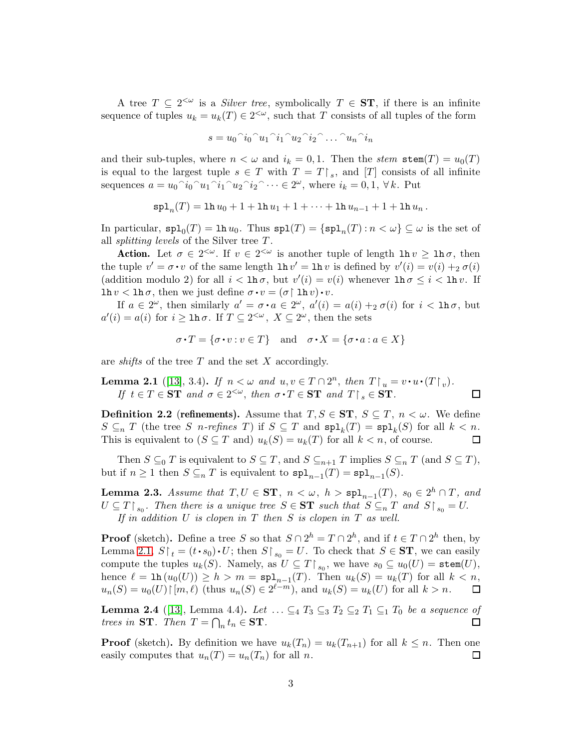A tree $T \subseteq 2^{<\omega}$ is a *Silver tree*, symbolically $T \in \mathbf{ST}$, if there is an infinite sequence of tuples $u_k = u_k(T) \in 2^{<\omega}$, such that $T$ consists of all tuples of the form

$$s = u_0{}^\frown i_0{}^\frown u_1{}^\frown i_1{}^\frown u_2{}^\frown i_2{}^\frown \dots {}^\frown u_n{}^\frown i_n$$

and their sub-tuples, where $n < \omega$ and $i_k = 0, 1$. Then the *stem* $\mathtt{stem}(T) = u_0(T)$ is equal to the largest tuple $s \in T$ with $T = T\restriction_s$, and $[T]$ consists of all infinite sequences $a = u_0{}^\frown i_0{}^\frown u_1{}^\frown i_1{}^\frown u_2{}^\frown i_2{}^\frown \dots \in 2^\omega$, where $i_k = 0, 1$, $\forall\, k$. Put

$$\mathtt{spl}_n(T) = \mathtt{lh}\, u_0 + 1 + \mathtt{lh}\, u_1 + 1 + \dots + \mathtt{lh}\, u_{n-1} + 1 + \mathtt{lh}\, u_n\,.$$

In particular, $\mathtt{spl}_0(T) = \mathtt{lh}\, u_0$. Thus $\mathtt{spl}(T) = \{\mathtt{spl}_n(T) : n < \omega\} \subseteq \omega$ is the set of all *splitting levels* of the Silver tree $T$.

**Action.** Let $\sigma \in 2^{<\omega}$. If $v \in 2^{<\omega}$ is another tuple of length $\mathtt{lh}\, v \geq \mathtt{lh}\, \sigma$, then the tuple $v' = \sigma \cdot v$ of the same length $\mathtt{lh}\, v' = \mathtt{lh}\, v$ is defined by $v'(i) = v(i) +_2 \sigma(i)$ (addition modulo 2) for all $i < \mathtt{lh}\, \sigma$, but $v'(i) = v(i)$ whenever $\mathtt{lh}\, \sigma \leq i < \mathtt{lh}\, v$. If $\mathtt{lh}\, v < \mathtt{lh}\, \sigma$, then we just define $\sigma \cdot v = (\sigma \restriction \mathtt{lh}\, v) \cdot v$.

If $a \in 2^\omega$, then similarly $a' = \sigma \cdot a \in 2^\omega$, $a'(i) = a(i) +_2 \sigma(i)$ for $i < \mathtt{lh}\, \sigma$, but $a'(i) = a(i)$ for $i \geq \mathtt{lh}\, \sigma$. If $T \subseteq 2^{<\omega}$, $X \subseteq 2^\omega$, then the sets

$$\sigma \cdot T = \{\sigma \cdot v : v \in T\} \quad \text{and} \quad \sigma \cdot X = \{\sigma \cdot a : a \in X\}$$

are *shifts* of the tree $T$ and the set $X$ accordingly.

**Lemma 2.1** ([13], 3.4)**.** *If $n < \omega$ and $u, v \in T \cap 2^n$, then $T\restriction_u = v \cdot u \cdot (T\restriction_v)$.*
*If $t \in T \in \mathbf{ST}$ and $\sigma \in 2^{<\omega}$, then $\sigma \cdot T \in \mathbf{ST}$ and $T\restriction_s \in \mathbf{ST}$.* $\square$

**Definition 2.2** (**refinements**)**.** Assume that $T, S \in \mathbf{ST}$, $S \subseteq T$, $n < \omega$. We define $S \subseteq_n T$ (the tree $S$ *$n$-refines* $T$) if $S \subseteq T$ and $\mathtt{spl}_k(T) = \mathtt{spl}_k(S)$ for all $k < n$. This is equivalent to ($S \subseteq T$ and) $u_k(S) = u_k(T)$ for all $k < n$, of course. $\square$

Then $S \subseteq_0 T$ is equivalent to $S \subseteq T$, and $S \subseteq_{n+1} T$ implies $S \subseteq_n T$ (and $S \subseteq T$), but if $n \geq 1$ then $S \subseteq_n T$ is equivalent to $\mathtt{spl}_{n-1}(T) = \mathtt{spl}_{n-1}(S)$.

**Lemma 2.3.** *Assume that $T, U \in \mathbf{ST}$, $n < \omega$, $h > \mathtt{spl}_{n-1}(T)$, $s_0 \in 2^h \cap T$, and $U \subseteq T\restriction_{s_0}$. Then there is a unique tree $S \in \mathbf{ST}$ such that $S \subseteq_n T$ and $S\restriction_{s_0} = U$.*
*If in addition $U$ is clopen in $T$ then $S$ is clopen in $T$ as well.*

**Proof** (sketch)**.** Define a tree $S$ so that $S \cap 2^h = T \cap 2^h$, and if $t \in T \cap 2^h$ then, by Lemma 2.1, $S\restriction_t = (t \cdot s_0) \cdot U$; then $S\restriction_{s_0} = U$. To check that $S \in \mathbf{ST}$, we can easily compute the tuples $u_k(S)$. Namely, as $U \subseteq T\restriction_{s_0}$, we have $s_0 \subseteq u_0(U) = \mathtt{stem}(U)$, hence $\ell = \mathtt{lh}\,(u_0(U)) \geq h > m = \mathtt{spl}_{n-1}(T)$. Then $u_k(S) = u_k(T)$ for all $k < n$, $u_n(S) = u_0(U)\restriction[m, \ell)$ (thus $u_n(S) \in 2^{\ell - m}$), and $u_k(S) = u_k(U)$ for all $k > n$. $\square$

**Lemma 2.4** ([13], Lemma 4.4)**.** *Let $\dots \subseteq_4 T_3 \subseteq_3 T_2 \subseteq_2 T_1 \subseteq_1 T_0$ be a sequence of trees in $\mathbf{ST}$. Then $T = \bigcap_n t_n \in \mathbf{ST}$.* $\square$

**Proof** (sketch)**.** By definition we have $u_k(T_n) = u_k(T_{n+1})$ for all $k \leq n$. Then one easily computes that $u_n(T) = u_n(T_n)$ for all $n$. $\square$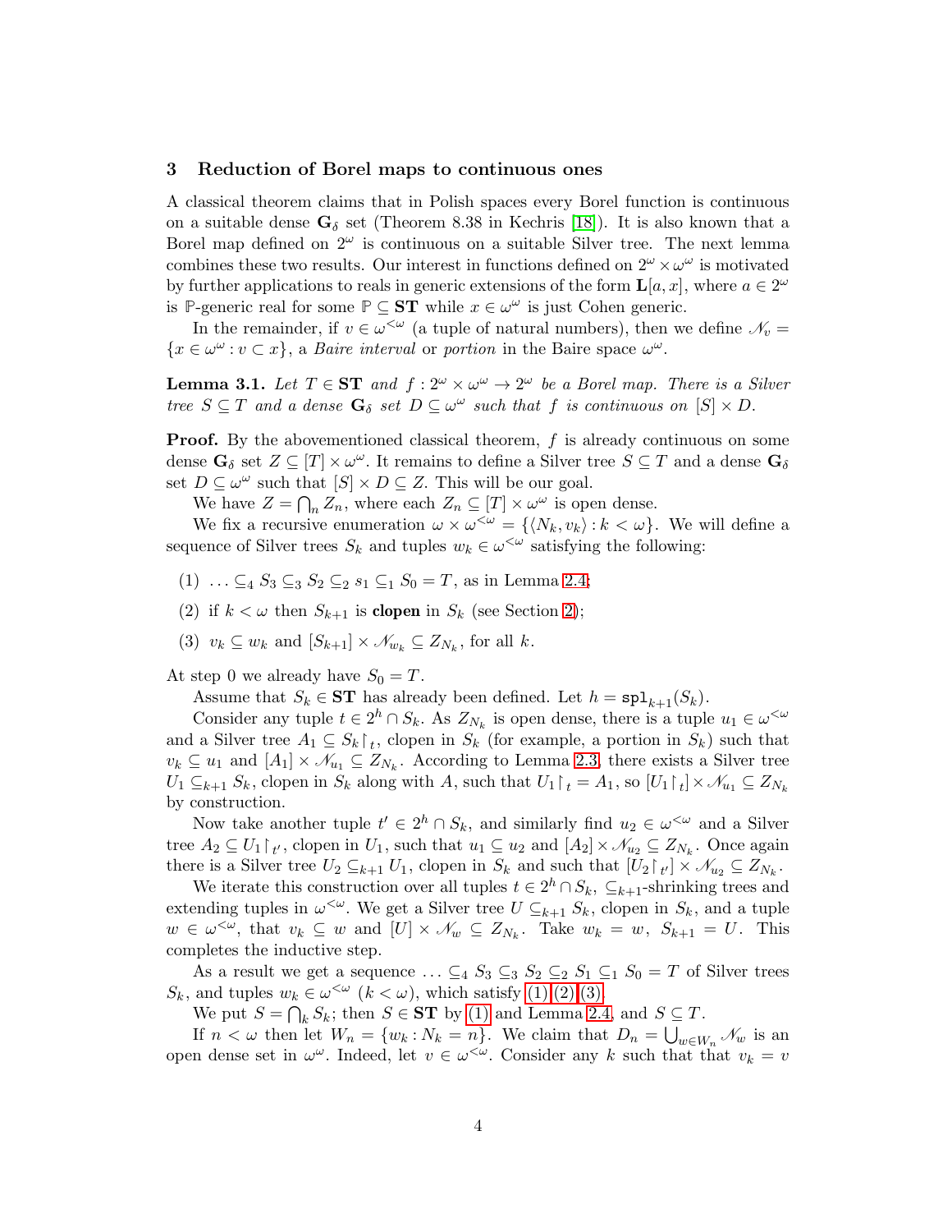## 3 Reduction of Borel maps to continuous ones

A classical theorem claims that in Polish spaces every Borel function is continuous on a suitable dense $\mathbf{G}_\delta$ set (Theorem 8.38 in Kechris [18]). It is also known that a Borel map defined on $2^\omega$ is continuous on a suitable Silver tree. The next lemma combines these two results. Our interest in functions defined on $2^\omega \times \omega^\omega$ is motivated by further applications to reals in generic extensions of the form $\mathbf{L}[a, x]$, where $a \in 2^\omega$ is $\mathbb{P}$-generic real for some $\mathbb{P} \subseteq \mathbf{ST}$ while $x \in \omega^\omega$ is just Cohen generic.

In the remainder, if $v \in \omega^{<\omega}$ (a tuple of natural numbers), then we define $\mathscr{N}_v = \{x \in \omega^\omega : v \subset x\}$, a *Baire interval* or *portion* in the Baire space $\omega^\omega$.

**Lemma 3.1.** *Let $T \in \mathbf{ST}$ and $f : 2^\omega \times \omega^\omega \to 2^\omega$ be a Borel map. There is a Silver tree $S \subseteq T$ and a dense $\mathbf{G}_\delta$ set $D \subseteq \omega^\omega$ such that $f$ is continuous on $[S] \times D$.*

**Proof.** By the abovementioned classical theorem, $f$ is already continuous on some dense $\mathbf{G}_\delta$ set $Z \subseteq [T] \times \omega^\omega$. It remains to define a Silver tree $S \subseteq T$ and a dense $\mathbf{G}_\delta$ set $D \subseteq \omega^\omega$ such that $[S] \times D \subseteq Z$. This will be our goal.

We have $Z = \bigcap_n Z_n$, where each $Z_n \subseteq [T] \times \omega^\omega$ is open dense.

We fix a recursive enumeration $\omega \times \omega^{<\omega} = \{\langle N_k, v_k\rangle : k < \omega\}$. We will define a sequence of Silver trees $S_k$ and tuples $w_k \in \omega^{<\omega}$ satisfying the following:

(1) $\ldots \subseteq_4 S_3 \subseteq_3 S_2 \subseteq_2 s_1 \subseteq_1 S_0 = T$, as in Lemma 2.4;

(2) if $k < \omega$ then $S_{k+1}$ is **clopen** in $S_k$ (see Section 2);

(3) $v_k \subseteq w_k$ and $[S_{k+1}] \times \mathscr{N}_{w_k} \subseteq Z_{N_k}$, for all $k$.

At step 0 we already have $S_0 = T$.

Assume that $S_k \in \mathbf{ST}$ has already been defined. Let $h = \mathtt{spl}_{k+1}(S_k)$.

Consider any tuple $t \in 2^h \cap S_k$. As $Z_{N_k}$ is open dense, there is a tuple $u_1 \in \omega^{<\omega}$ and a Silver tree $A_1 \subseteq S_k {\restriction}_t$, clopen in $S_k$ (for example, a portion in $S_k$) such that $v_k \subseteq u_1$ and $[A_1] \times \mathscr{N}_{u_1} \subseteq Z_{N_k}$. According to Lemma 2.3, there exists a Silver tree $U_1 \subseteq_{k+1} S_k$, clopen in $S_k$ along with $A$, such that $U_1 {\restriction}_t = A_1$, so $[U_1 {\restriction}_t] \times \mathscr{N}_{u_1} \subseteq Z_{N_k}$ by construction.

Now take another tuple $t' \in 2^h \cap S_k$, and similarly find $u_2 \in \omega^{<\omega}$ and a Silver tree $A_2 \subseteq U_1 {\restriction}_{t'}$, clopen in $U_1$, such that $u_1 \subseteq u_2$ and $[A_2] \times \mathscr{N}_{u_2} \subseteq Z_{N_k}$. Once again there is a Silver tree $U_2 \subseteq_{k+1} U_1$, clopen in $S_k$ and such that $[U_2 {\restriction}_{t'}] \times \mathscr{N}_{u_2} \subseteq Z_{N_k}$.

We iterate this construction over all tuples $t \in 2^h \cap S_k$, $\subseteq_{k+1}$-shrinking trees and extending tuples in $\omega^{<\omega}$. We get a Silver tree $U \subseteq_{k+1} S_k$, clopen in $S_k$, and a tuple $w \in \omega^{<\omega}$, that $v_k \subseteq w$ and $[U] \times \mathscr{N}_w \subseteq Z_{N_k}$. Take $w_k = w$, $S_{k+1} = U$. This completes the inductive step.

As a result we get a sequence $\ldots \subseteq_4 S_3 \subseteq_3 S_2 \subseteq_2 S_1 \subseteq_1 S_0 = T$ of Silver trees $S_k$, and tuples $w_k \in \omega^{<\omega}$ $(k < \omega)$, which satisfy (1),(2),(3).

We put $S = \bigcap_k S_k$; then $S \in \mathbf{ST}$ by (1) and Lemma 2.4, and $S \subseteq T$.

If $n < \omega$ then let $W_n = \{w_k : N_k = n\}$. We claim that $D_n = \bigcup_{w \in W_n} \mathscr{N}_w$ is an open dense set in $\omega^\omega$. Indeed, let $v \in \omega^{<\omega}$. Consider any $k$ such that that $v_k = v$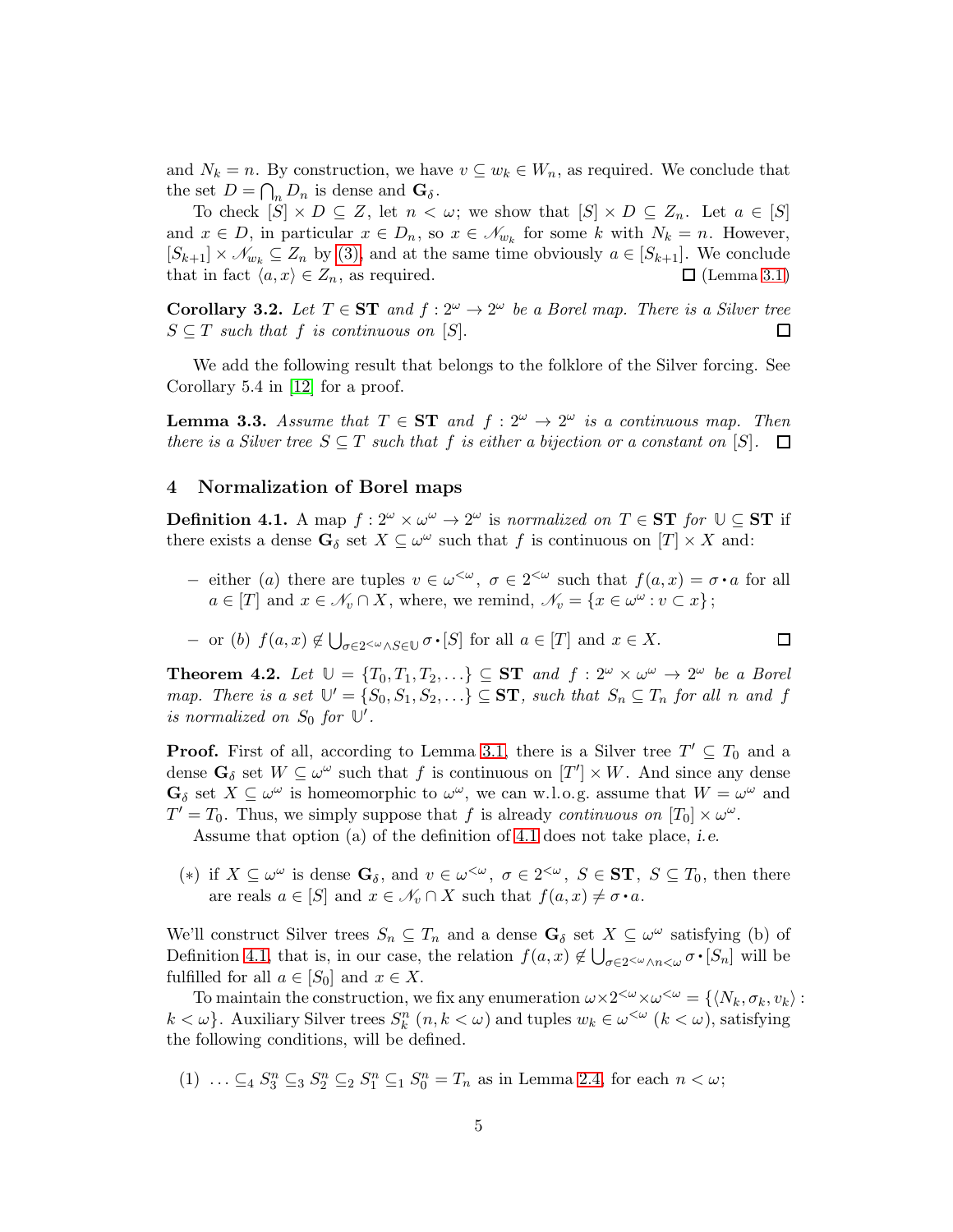and $N_k = n$. By construction, we have $v \subseteq w_k \in W_n$, as required. We conclude that the set $D = \bigcap_n D_n$ is dense and $\mathbf{G}_\delta$.

To check $[S] \times D \subseteq Z$, let $n < \omega$; we show that $[S] \times D \subseteq Z_n$. Let $a \in [S]$ and $x \in D$, in particular $x \in D_n$, so $x \in \mathscr{N}_{w_k}$ for some $k$ with $N_k = n$. However, $[S_{k+1}] \times \mathscr{N}_{w_k} \subseteq Z_n$ by (3), and at the same time obviously $a \in [S_{k+1}]$. We conclude that in fact $\langle a, x \rangle \in Z_n$, as required. □ (Lemma 3.1)

**Corollary 3.2.** *Let $T \in \mathbf{ST}$ and $f : 2^\omega \to 2^\omega$ be a Borel map. There is a Silver tree $S \subseteq T$ such that $f$ is continuous on $[S]$.* □

We add the following result that belongs to the folklore of the Silver forcing. See Corollary 5.4 in [12] for a proof.

**Lemma 3.3.** *Assume that $T \in \mathbf{ST}$ and $f : 2^\omega \to 2^\omega$ is a continuous map. Then there is a Silver tree $S \subseteq T$ such that $f$ is either a bijection or a constant on $[S]$.* □

## 4 Normalization of Borel maps

**Definition 4.1.** A map $f : 2^\omega \times \omega^\omega \to 2^\omega$ is *normalized on $T \in \mathbf{ST}$ for $\mathbb{U} \subseteq \mathbf{ST}$* if there exists a dense $\mathbf{G}_\delta$ set $X \subseteq \omega^\omega$ such that $f$ is continuous on $[T] \times X$ and:

- either $(a)$ there are tuples $v \in \omega^{<\omega}$, $\sigma \in 2^{<\omega}$ such that $f(a, x) = \sigma \bullet a$ for all $a \in [T]$ and $x \in \mathscr{N}_v \cap X$, where, we remind, $\mathscr{N}_v = \{x \in \omega^\omega : v \subset x\}$;
- or $(b)$ $f(a, x) \notin \bigcup_{\sigma \in 2^{<\omega} \wedge S \in \mathbb{U}} \sigma \bullet [S]$ for all $a \in [T]$ and $x \in X$. □

**Theorem 4.2.** *Let $\mathbb{U} = \{T_0, T_1, T_2, \dots\} \subseteq \mathbf{ST}$ and $f : 2^\omega \times \omega^\omega \to 2^\omega$ be a Borel map. There is a set $\mathbb{U}' = \{S_0, S_1, S_2, \dots\} \subseteq \mathbf{ST}$, such that $S_n \subseteq T_n$ for all $n$ and $f$ is normalized on $S_0$ for $\mathbb{U}'$.*

**Proof.** First of all, according to Lemma 3.1, there is a Silver tree $T' \subseteq T_0$ and a dense $\mathbf{G}_\delta$ set $W \subseteq \omega^\omega$ such that $f$ is continuous on $[T'] \times W$. And since any dense $\mathbf{G}_\delta$ set $X \subseteq \omega^\omega$ is homeomorphic to $\omega^\omega$, we can w.l.o.g. assume that $W = \omega^\omega$ and $T' = T_0$. Thus, we simply suppose that $f$ is already *continuous on* $[T_0] \times \omega^\omega$.

Assume that option (a) of the definition of 4.1 does not take place, *i.e.*

(∗) if $X \subseteq \omega^\omega$ is dense $\mathbf{G}_\delta$, and $v \in \omega^{<\omega}$, $\sigma \in 2^{<\omega}$, $S \in \mathbf{ST}$, $S \subseteq T_0$, then there are reals $a \in [S]$ and $x \in \mathscr{N}_v \cap X$ such that $f(a, x) \neq \sigma \bullet a$.

We'll construct Silver trees $S_n \subseteq T_n$ and a dense $\mathbf{G}_\delta$ set $X \subseteq \omega^\omega$ satisfying (b) of Definition 4.1, that is, in our case, the relation $f(a, x) \notin \bigcup_{\sigma \in 2^{<\omega} \wedge n < \omega} \sigma \bullet [S_n]$ will be fulfilled for all $a \in [S_0]$ and $x \in X$.

To maintain the construction, we fix any enumeration $\omega \times 2^{<\omega} \times \omega^{<\omega} = \{\langle N_k, \sigma_k, v_k \rangle : k < \omega\}$. Auxiliary Silver trees $S^n_k$ $(n, k < \omega)$ and tuples $w_k \in \omega^{<\omega}$ $(k < \omega)$, satisfying the following conditions, will be defined.

(1) $\ldots \subseteq_4 S^n_3 \subseteq_3 S^n_2 \subseteq_2 S^n_1 \subseteq_1 S^n_0 = T_n$ as in Lemma 2.4, for each $n < \omega$;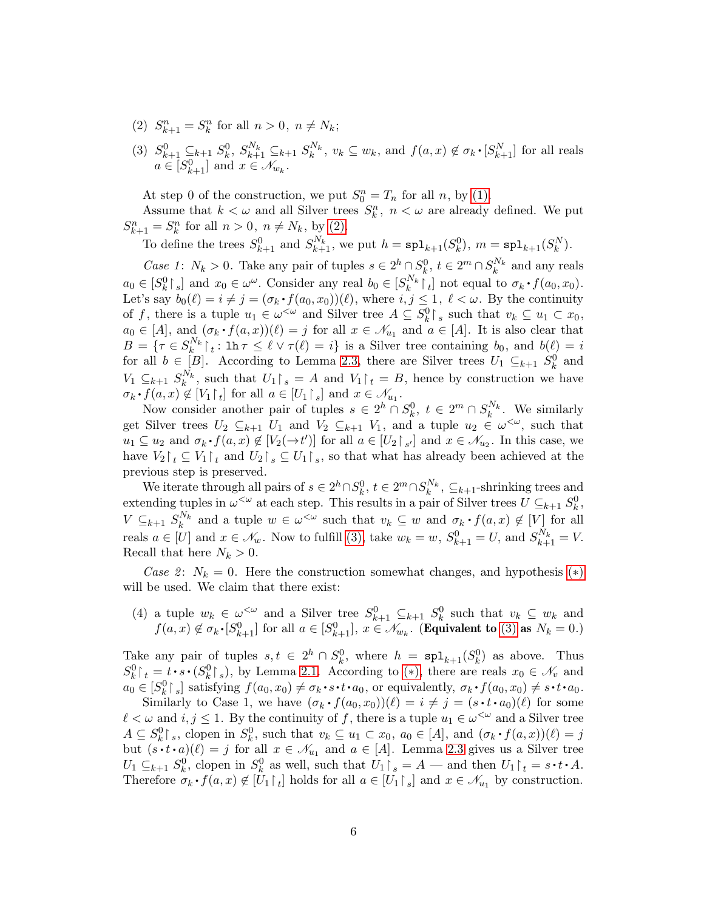(2) $S^n_{k+1} = S^n_k$ for all $n > 0$, $n \neq N_k$;

(3) $S^0_{k+1} \subseteq_{k+1} S^0_k$, $S^{N_k}_{k+1} \subseteq_{k+1} S^{N_k}_k$, $v_k \subseteq w_k$, and $f(a,x) \notin \sigma_k \cdot [S^N_{k+1}]$ for all reals $a \in [S^0_{k+1}]$ and $x \in \mathscr{N}_{w_k}$.

At step 0 of the construction, we put $S^n_0 = T_n$ for all $n$, by (1).

Assume that $k < \omega$ and all Silver trees $S^n_k$, $n < \omega$ are already defined. We put $S^n_{k+1} = S^n_k$ for all $n > 0$, $n \neq N_k$, by (2).

To define the trees $S^0_{k+1}$ and $S^{N_k}_{k+1}$, we put $h = \mathtt{spl}_{k+1}(S^0_k)$, $m = \mathtt{spl}_{k+1}(S^N_k)$.

*Case 1*: $N_k > 0$. Take any pair of tuples $s \in 2^h \cap S^0_k$, $t \in 2^m \cap S^{N_k}_k$ and any reals $a_0 \in [S^0_k{\restriction}_s]$ and $x_0 \in \omega^\omega$. Consider any real $b_0 \in [S^{N_k}_k{\restriction}_t]$ not equal to $\sigma_k \cdot f(a_0, x_0)$. Let's say $b_0(\ell) = i \neq j = (\sigma_k \cdot f(a_0,x_0))(\ell)$, where $i,j \leq 1$, $\ell < \omega$. By the continuity of $f$, there is a tuple $u_1 \in \omega^{<\omega}$ and Silver tree $A \subseteq S^0_k{\restriction}_s$ such that $v_k \subseteq u_1 \subset x_0$, $a_0 \in [A]$, and $(\sigma_k \cdot f(a,x))(\ell) = j$ for all $x \in \mathscr{N}_{u_1}$ and $a \in [A]$. It is also clear that $B = \{\tau \in S^{N_k}_k{\restriction}_t : \mathtt{lh}\,\tau \leq \ell \vee \tau(\ell) = i\}$ is a Silver tree containing $b_0$, and $b(\ell) = i$ for all $b \in [B]$. According to Lemma 2.3, there are Silver trees $U_1 \subseteq_{k+1} S^0_k$ and $V_1 \subseteq_{k+1} S^{N_k}_k$, such that $U_1{\restriction}_s = A$ and $V_1{\restriction}_t = B$, hence by construction we have $\sigma_k \cdot f(a,x) \notin [V_1{\restriction}_t]$ for all $a \in [U_1{\restriction}_s]$ and $x \in \mathscr{N}_{u_1}$.

Now consider another pair of tuples $s \in 2^h \cap S^0_k$, $t \in 2^m \cap S^{N_k}_k$. We similarly get Silver trees $U_2 \subseteq_{k+1} U_1$ and $V_2 \subseteq_{k+1} V_1$, and a tuple $u_2 \in \omega^{<\omega}$, such that $u_1 \subseteq u_2$ and $\sigma_k \cdot f(a,x) \notin [V_2(\to t')]$ for all $a \in [U_2{\restriction}_{s'}]$ and $x \in \mathscr{N}_{u_2}$. In this case, we have $V_2{\restriction}_t \subseteq V_1{\restriction}_t$ and $U_2{\restriction}_s \subseteq U_1{\restriction}_s$, so that what has already been achieved at the previous step is preserved.

We iterate through all pairs of $s \in 2^h \cap S^0_k$, $t \in 2^m \cap S^{N_k}_k$, $\subseteq_{k+1}$-shrinking trees and extending tuples in $\omega^{<\omega}$ at each step. This results in a pair of Silver trees $U \subseteq_{k+1} S^0_k$, $V \subseteq_{k+1} S^{N_k}_k$ and a tuple $w \in \omega^{<\omega}$ such that $v_k \subseteq w$ and $\sigma_k \cdot f(a,x) \notin [V]$ for all reals $a \in [U]$ and $x \in \mathscr{N}_w$. Now to fulfill (3), take $w_k = w$, $S^0_{k+1} = U$, and $S^{N_k}_{k+1} = V$. Recall that here $N_k > 0$.

*Case 2*: $N_k = 0$. Here the construction somewhat changes, and hypothesis $(*)$ will be used. We claim that there exist:

(4) a tuple $w_k \in \omega^{<\omega}$ and a Silver tree $S^0_{k+1} \subseteq_{k+1} S^0_k$ such that $v_k \subseteq w_k$ and $f(a,x) \notin \sigma_k \cdot [S^0_{k+1}]$ for all $a \in [S^0_{k+1}]$, $x \in \mathscr{N}_{w_k}$. (**Equivalent to (3) as** $N_k = 0$.)

Take any pair of tuples $s, t \in 2^h \cap S^0_k$, where $h = \mathtt{spl}_{k+1}(S^0_k)$ as above. Thus $S^0_k{\restriction}_t = t \cdot s \cdot (S^0_k{\restriction}_s)$, by Lemma 2.1. According to $(*)$, there are reals $x_0 \in \mathscr{N}_v$ and $a_0 \in [S^0_k{\restriction}_s]$ satisfying $f(a_0,x_0) \neq \sigma_k \cdot s \cdot t \cdot a_0$, or equivalently, $\sigma_k \cdot f(a_0,x_0) \neq s \cdot t \cdot a_0$.

Similarly to Case 1, we have $(\sigma_k \cdot f(a_0,x_0))(\ell) = i \neq j = (s \cdot t \cdot a_0)(\ell)$ for some $\ell < \omega$ and $i,j \leq 1$. By the continuity of $f$, there is a tuple $u_1 \in \omega^{<\omega}$ and a Silver tree $A \subseteq S^0_k{\restriction}_s$, clopen in $S^0_k$, such that $v_k \subseteq u_1 \subset x_0$, $a_0 \in [A]$, and $(\sigma_k \cdot f(a,x))(\ell) = j$ but $(s \cdot t \cdot a)(\ell) = j$ for all $x \in \mathscr{N}_{u_1}$ and $a \in [A]$. Lemma 2.3 gives us a Silver tree $U_1 \subseteq_{k+1} S^0_k$, clopen in $S^0_k$ as well, such that $U_1{\restriction}_s = A$ — and then $U_1{\restriction}_t = s \cdot t \cdot A$. Therefore $\sigma_k \cdot f(a,x) \notin [U_1{\restriction}_t]$ holds for all $a \in [U_1{\restriction}_s]$ and $x \in \mathscr{N}_{u_1}$ by construction.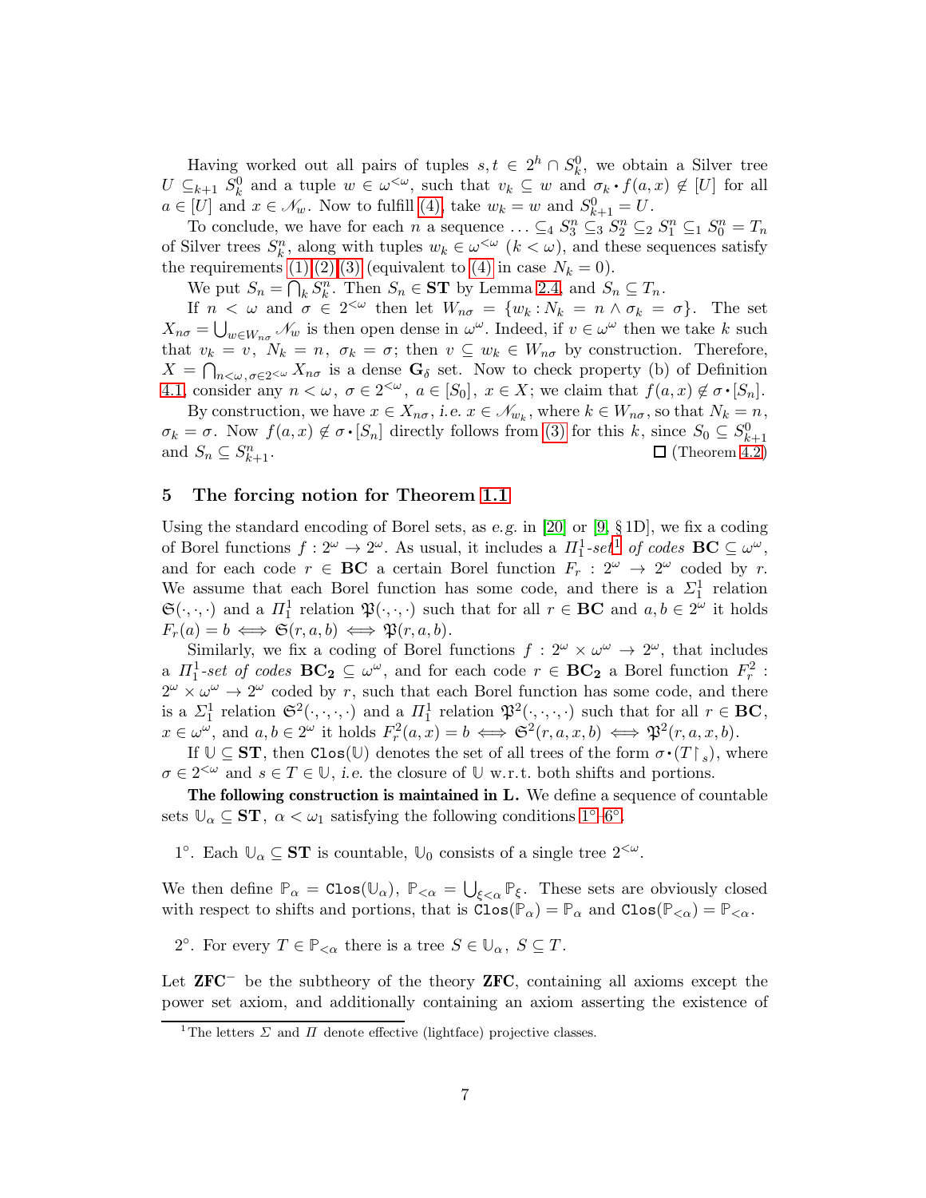Having worked out all pairs of tuples $s, t \in 2^h \cap S^0_k$, we obtain a Silver tree $U \subseteq_{k+1} S^0_k$ and a tuple $w \in \omega^{<\omega}$, such that $v_k \subseteq w$ and $\sigma_k \cdot f(a,x) \notin [U]$ for all $a \in [U]$ and $x \in \mathcal{N}_w$. Now to fulfill (4), take $w_k = w$ and $S^0_{k+1} = U$.

To conclude, we have for each $n$ a sequence $\ldots \subseteq_4 S^n_3 \subseteq_3 S^n_2 \subseteq_2 S^n_1 \subseteq_1 S^n_0 = T_n$ of Silver trees $S^n_k$, along with tuples $w_k \in \omega^{<\omega}$ ($k < \omega$), and these sequences satisfy the requirements (1)(2)(3) (equivalent to (4) in case $N_k = 0$).

We put $S_n = \bigcap_k S^n_k$. Then $S_n \in \mathbf{ST}$ by Lemma 2.4, and $S_n \subseteq T_n$.

If $n < \omega$ and $\sigma \in 2^{<\omega}$ then let $W_{n\sigma} = \{w_k : N_k = n \wedge \sigma_k = \sigma\}$. The set $X_{n\sigma} = \bigcup_{w \in W_{n\sigma}} \mathcal{N}_w$ is then open dense in $\omega^\omega$. Indeed, if $v \in \omega^\omega$ then we take $k$ such that $v_k = v$, $N_k = n$, $\sigma_k = \sigma$; then $v \subseteq w_k \in W_{n\sigma}$ by construction. Therefore, $X = \bigcap_{n<\omega, \sigma \in 2^{<\omega}} X_{n\sigma}$ is a dense $\mathbf{G}_\delta$ set. Now to check property (b) of Definition 4.1, consider any $n < \omega$, $\sigma \in 2^{<\omega}$, $a \in [S_0]$, $x \in X$; we claim that $f(a,x) \notin \sigma \cdot [S_n]$.

By construction, we have $x \in X_{n\sigma}$, *i.e.* $x \in \mathcal{N}_{w_k}$, where $k \in W_{n\sigma}$, so that $N_k = n$, $\sigma_k = \sigma$. Now $f(a,x) \notin \sigma \cdot [S_n]$ directly follows from (3) for this $k$, since $S_0 \subseteq S^0_{k+1}$ and $S_n \subseteq S^n_{k+1}$. □ (Theorem 4.2)

## 5 The forcing notion for Theorem 1.1

Using the standard encoding of Borel sets, as *e.g.* in [20] or [9, § 1D], we fix a coding of Borel functions $f : 2^\omega \to 2^\omega$. As usual, it includes a $\Pi^1_1$*-set*[1] *of codes* $\mathbf{BC} \subseteq \omega^\omega$, and for each code $r \in \mathbf{BC}$ a certain Borel function $F_r : 2^\omega \to 2^\omega$ coded by $r$. We assume that each Borel function has some code, and there is a $\Sigma^1_1$ relation $\mathfrak{S}(\cdot,\cdot,\cdot)$ and a $\Pi^1_1$ relation $\mathfrak{P}(\cdot,\cdot,\cdot)$ such that for all $r \in \mathbf{BC}$ and $a, b \in 2^\omega$ it holds $F_r(a) = b \iff \mathfrak{S}(r,a,b) \iff \mathfrak{P}(r,a,b)$.

Similarly, we fix a coding of Borel functions $f : 2^\omega \times \omega^\omega \to 2^\omega$, that includes a $\Pi^1_1$*-set of codes* $\mathbf{BC_2} \subseteq \omega^\omega$, and for each code $r \in \mathbf{BC_2}$ a Borel function $F^2_r : 2^\omega \times \omega^\omega \to 2^\omega$ coded by $r$, such that each Borel function has some code, and there is a $\Sigma^1_1$ relation $\mathfrak{S}^2(\cdot,\cdot,\cdot,\cdot)$ and a $\Pi^1_1$ relation $\mathfrak{P}^2(\cdot,\cdot,\cdot,\cdot)$ such that for all $r \in \mathbf{BC}$, $x \in \omega^\omega$, and $a, b \in 2^\omega$ it holds $F^2_r(a,x) = b \iff \mathfrak{S}^2(r,a,x,b) \iff \mathfrak{P}^2(r,a,x,b)$.

If $\mathbb{U} \subseteq \mathbf{ST}$, then $\texttt{Clos}(\mathbb{U})$ denotes the set of all trees of the form $\sigma \cdot (T \restriction_s)$, where $\sigma \in 2^{<\omega}$ and $s \in T \in \mathbb{U}$, *i.e.* the closure of $\mathbb{U}$ w.r.t. both shifts and portions.

**The following construction is maintained in L.** We define a sequence of countable sets $\mathbb{U}_\alpha \subseteq \mathbf{ST}$, $\alpha < \omega_1$ satisfying the following conditions 1°–6°.

1°. Each $\mathbb{U}_\alpha \subseteq \mathbf{ST}$ is countable, $\mathbb{U}_0$ consists of a single tree $2^{<\omega}$.

We then define $\mathbb{P}_\alpha = \texttt{Clos}(\mathbb{U}_\alpha)$, $\mathbb{P}_{<\alpha} = \bigcup_{\xi<\alpha} \mathbb{P}_\xi$. These sets are obviously closed with respect to shifts and portions, that is $\texttt{Clos}(\mathbb{P}_\alpha) = \mathbb{P}_\alpha$ and $\texttt{Clos}(\mathbb{P}_{<\alpha}) = \mathbb{P}_{<\alpha}$.

2°. For every $T \in \mathbb{P}_{<\alpha}$ there is a tree $S \in \mathbb{U}_\alpha$, $S \subseteq T$.

Let $\mathbf{ZFC}^-$ be the subtheory of the theory $\mathbf{ZFC}$, containing all axioms except the power set axiom, and additionally containing an axiom asserting the existence of

[1] The letters $\Sigma$ and $\Pi$ denote effective (lightface) projective classes.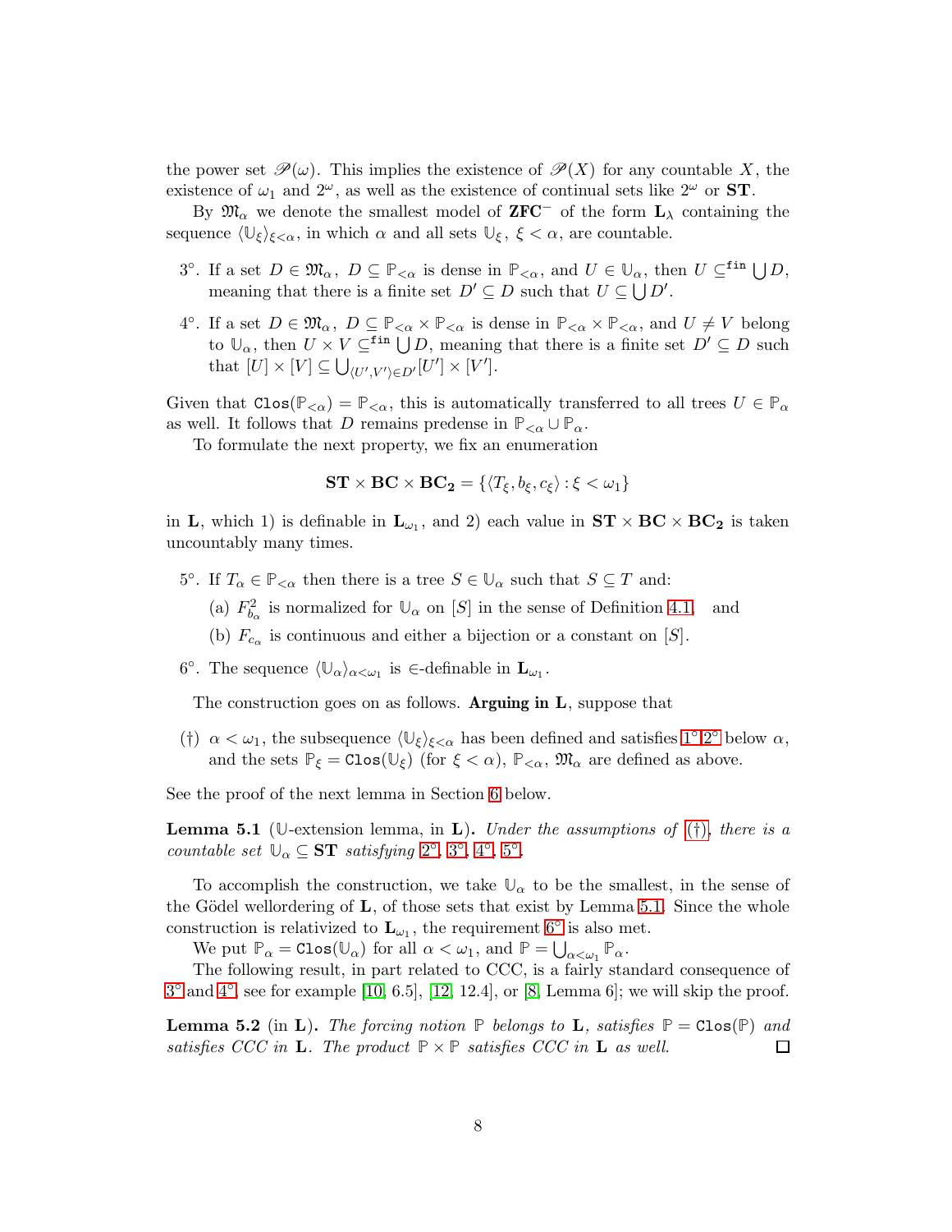the power set $\mathscr{P}(\omega)$. This implies the existence of $\mathscr{P}(X)$ for any countable $X$, the existence of $\omega_1$ and $2^\omega$, as well as the existence of continual sets like $2^\omega$ or $\mathbf{ST}$.

By $\mathfrak{M}_\alpha$ we denote the smallest model of $\mathbf{ZFC}^-$ of the form $\mathbf{L}_\lambda$ containing the sequence $\langle \mathbb{U}_\xi \rangle_{\xi<\alpha}$, in which $\alpha$ and all sets $\mathbb{U}_\xi$, $\xi < \alpha$, are countable.

3°. If a set $D \in \mathfrak{M}_\alpha$, $D \subseteq \mathbb{P}_{<\alpha}$ is dense in $\mathbb{P}_{<\alpha}$, and $U \in \mathbb{U}_\alpha$, then $U \subseteq^{\mathtt{fin}} \bigcup D$, meaning that there is a finite set $D' \subseteq D$ such that $U \subseteq \bigcup D'$.

4°. If a set $D \in \mathfrak{M}_\alpha$, $D \subseteq \mathbb{P}_{<\alpha} \times \mathbb{P}_{<\alpha}$ is dense in $\mathbb{P}_{<\alpha} \times \mathbb{P}_{<\alpha}$, and $U \neq V$ belong to $\mathbb{U}_\alpha$, then $U \times V \subseteq^{\mathtt{fin}} \bigcup D$, meaning that there is a finite set $D' \subseteq D$ such that $[U] \times [V] \subseteq \bigcup_{\langle U', V' \rangle \in D'} [U'] \times [V']$.

Given that $\mathtt{Clos}(\mathbb{P}_{<\alpha}) = \mathbb{P}_{<\alpha}$, this is automatically transferred to all trees $U \in \mathbb{P}_\alpha$ as well. It follows that $D$ remains predense in $\mathbb{P}_{<\alpha} \cup \mathbb{P}_\alpha$.

To formulate the next property, we fix an enumeration

$$\mathbf{ST} \times \mathbf{BC} \times \mathbf{BC_2} = \{\langle T_\xi, b_\xi, c_\xi \rangle : \xi < \omega_1\}$$

in $\mathbf{L}$, which 1) is definable in $\mathbf{L}_{\omega_1}$, and 2) each value in $\mathbf{ST} \times \mathbf{BC} \times \mathbf{BC_2}$ is taken uncountably many times.

5°. If $T_\alpha \in \mathbb{P}_{<\alpha}$ then there is a tree $S \in \mathbb{U}_\alpha$ such that $S \subseteq T$ and:

 (a) $F^2_{b_\alpha}$ is normalized for $\mathbb{U}_\alpha$ on $[S]$ in the sense of Definition 4.1, and

 (b) $F_{c_\alpha}$ is continuous and either a bijection or a constant on $[S]$.

6°. The sequence $\langle \mathbb{U}_\alpha \rangle_{\alpha<\omega_1}$ is $\in$-definable in $\mathbf{L}_{\omega_1}$.

The construction goes on as follows. **Arguing in L**, suppose that

(†) $\alpha < \omega_1$, the subsequence $\langle \mathbb{U}_\xi \rangle_{\xi<\alpha}$ has been defined and satisfies 1°2° below $\alpha$, and the sets $\mathbb{P}_\xi = \mathtt{Clos}(\mathbb{U}_\xi)$ (for $\xi < \alpha$), $\mathbb{P}_{<\alpha}$, $\mathfrak{M}_\alpha$ are defined as above.

See the proof of the next lemma in Section 6 below.

**Lemma 5.1** ($\mathbb{U}$-extension lemma, in **L**). *Under the assumptions of (†), there is a countable set $\mathbb{U}_\alpha \subseteq \mathbf{ST}$ satisfying 2°, 3°, 4°, 5°.*

To accomplish the construction, we take $\mathbb{U}_\alpha$ to be the smallest, in the sense of the Gödel wellordering of $\mathbf{L}$, of those sets that exist by Lemma 5.1. Since the whole construction is relativized to $\mathbf{L}_{\omega_1}$, the requirement 6° is also met.

We put $\mathbb{P}_\alpha = \mathtt{Clos}(\mathbb{U}_\alpha)$ for all $\alpha < \omega_1$, and $\mathbb{P} = \bigcup_{\alpha<\omega_1} \mathbb{P}_\alpha$.

The following result, in part related to CCC, is a fairly standard consequence of 3° and 4°, see for example [10, 6.5], [12, 12.4], or [8, Lemma 6]; we will skip the proof.

**Lemma 5.2** (in **L**). *The forcing notion $\mathbb{P}$ belongs to $\mathbf{L}$, satisfies $\mathbb{P} = \mathtt{Clos}(\mathbb{P})$ and satisfies CCC in $\mathbf{L}$. The product $\mathbb{P} \times \mathbb{P}$ satisfies CCC in $\mathbf{L}$ as well.* □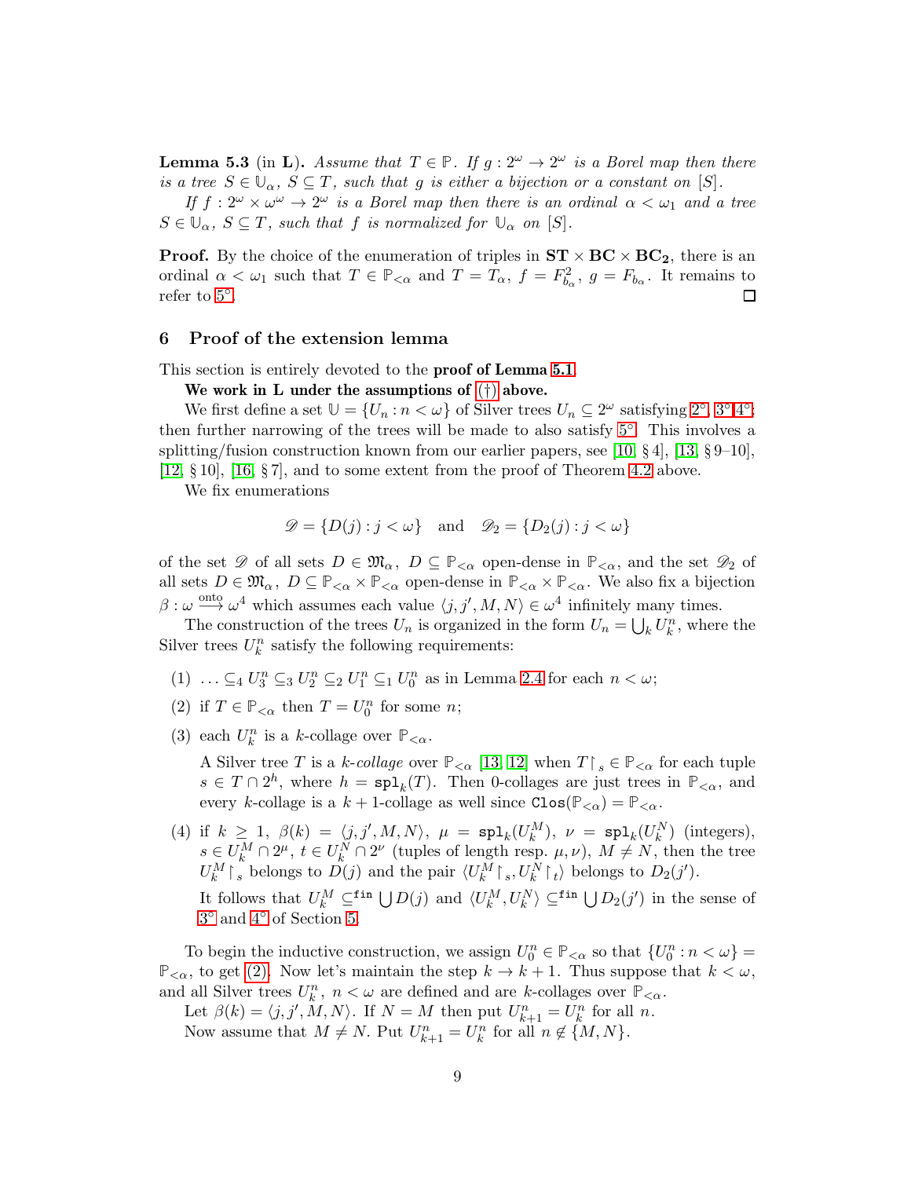**Lemma 5.3** (in $\mathbf{L}$). *Assume that $T \in \mathbb{P}$. If $g : 2^\omega \to 2^\omega$ is a Borel map then there is a tree $S \in \mathbb{U}_\alpha$, $S \subseteq T$, such that $g$ is either a bijection or a constant on $[S]$.*

*If $f : 2^\omega \times \omega^\omega \to 2^\omega$ is a Borel map then there is an ordinal $\alpha < \omega_1$ and a tree $S \in \mathbb{U}_\alpha$, $S \subseteq T$, such that $f$ is normalized for $\mathbb{U}_\alpha$ on $[S]$.*

**Proof.** By the choice of the enumeration of triples in $\mathbf{ST} \times \mathbf{BC} \times \mathbf{BC_2}$, there is an ordinal $\alpha < \omega_1$ such that $T \in \mathbb{P}_{<\alpha}$ and $T = T_\alpha$, $f = F^2_{b_\alpha}$, $g = F_{b_\alpha}$. It remains to refer to 5°. □

## 6 Proof of the extension lemma

This section is entirely devoted to the **proof of Lemma 5.1**.

**We work in L under the assumptions of (†) above.**

We first define a set $\mathbb{U} = \{U_n : n < \omega\}$ of Silver trees $U_n \subseteq 2^\omega$ satisfying 2°, 3° 4°; then further narrowing of the trees will be made to also satisfy 5°. This involves a splitting/fusion construction known from our earlier papers, see [10, § 4], [13, § 9–10], [12, § 10], [16, § 7], and to some extent from the proof of Theorem 4.2 above.

We fix enumerations

$$\mathscr{D} = \{D(j) : j < \omega\} \quad \text{and} \quad \mathscr{D}_2 = \{D_2(j) : j < \omega\}$$

of the set $\mathscr{D}$ of all sets $D \in \mathfrak{M}_\alpha$, $D \subseteq \mathbb{P}_{<\alpha}$ open-dense in $\mathbb{P}_{<\alpha}$, and the set $\mathscr{D}_2$ of all sets $D \in \mathfrak{M}_\alpha$, $D \subseteq \mathbb{P}_{<\alpha} \times \mathbb{P}_{<\alpha}$ open-dense in $\mathbb{P}_{<\alpha} \times \mathbb{P}_{<\alpha}$. We also fix a bijection $\beta : \omega \xrightarrow{\text{onto}} \omega^4$ which assumes each value $\langle j, j', M, N\rangle \in \omega^4$ infinitely many times.

The construction of the trees $U_n$ is organized in the form $U_n = \bigcup_k U^n_k$, where the Silver trees $U^n_k$ satisfy the following requirements:

(1) $\ldots \subseteq_4 U^n_3 \subseteq_3 U^n_2 \subseteq_2 U^n_1 \subseteq_1 U^n_0$ as in Lemma 2.4 for each $n < \omega$;

(2) if $T \in \mathbb{P}_{<\alpha}$ then $T = U^n_0$ for some $n$;

(3) each $U^n_k$ is a $k$-collage over $\mathbb{P}_{<\alpha}$.

A Silver tree $T$ is a *$k$-collage* over $\mathbb{P}_{<\alpha}$ [13, 12] when $T{\restriction}_s \in \mathbb{P}_{<\alpha}$ for each tuple $s \in T \cap 2^h$, where $h = \mathtt{spl}_k(T)$. Then 0-collages are just trees in $\mathbb{P}_{<\alpha}$, and every $k$-collage is a $k+1$-collage as well since $\mathtt{Clos}(\mathbb{P}_{<\alpha}) = \mathbb{P}_{<\alpha}$.

(4) if $k \geq 1$, $\beta(k) = \langle j, j', M, N\rangle$, $\mu = \mathtt{spl}_k(U^M_k)$, $\nu = \mathtt{spl}_k(U^N_k)$ (integers), $s \in U^M_k \cap 2^\mu$, $t \in U^N_k \cap 2^\nu$ (tuples of length resp. $\mu, \nu$), $M \neq N$, then the tree $U^M_k{\restriction}_s$ belongs to $D(j)$ and the pair $\langle U^M_k{\restriction}_s, U^N_k{\restriction}_t\rangle$ belongs to $D_2(j')$.

It follows that $U^M_k \subseteq^{\mathtt{fin}} \bigcup D(j)$ and $\langle U^M_k, U^N_k\rangle \subseteq^{\mathtt{fin}} \bigcup D_2(j')$ in the sense of 3° and 4° of Section 5.

To begin the inductive construction, we assign $U^n_0 \in \mathbb{P}_{<\alpha}$ so that $\{U^n_0 : n < \omega\} = \mathbb{P}_{<\alpha}$, to get (2). Now let's maintain the step $k \to k+1$. Thus suppose that $k < \omega$, and all Silver trees $U^n_k$, $n < \omega$ are defined and are $k$-collages over $\mathbb{P}_{<\alpha}$.

Let $\beta(k) = \langle j, j', M, N\rangle$. If $N = M$ then put $U^n_{k+1} = U^n_k$ for all $n$.

Now assume that $M \neq N$. Put $U^n_{k+1} = U^n_k$ for all $n \notin \{M, N\}$.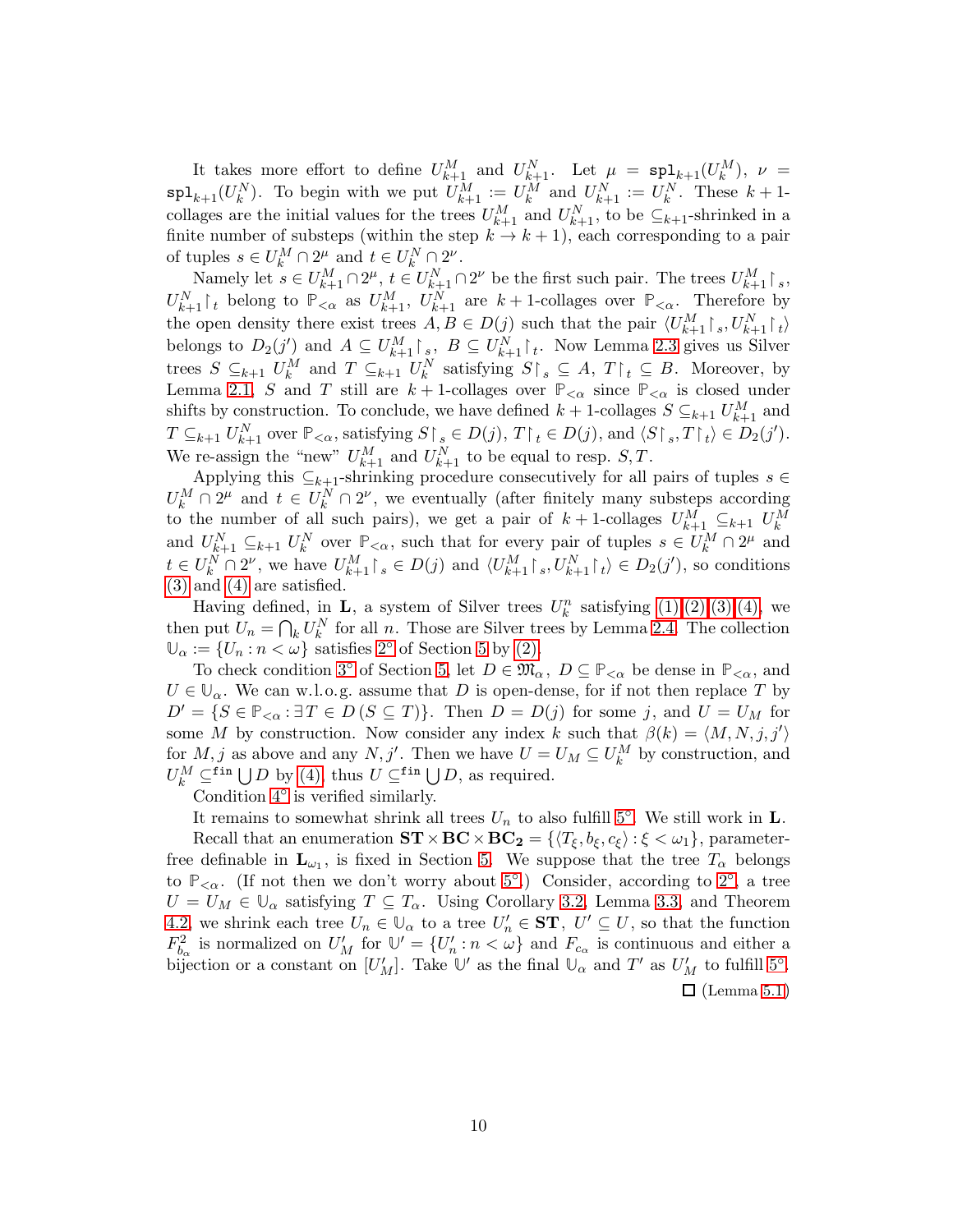It takes more effort to define $U^M_{k+1}$ and $U^N_{k+1}$. Let $\mu = \mathtt{spl}_{k+1}(U^M_k)$, $\nu = \mathtt{spl}_{k+1}(U^N_k)$. To begin with we put $U^M_{k+1} := U^M_k$ and $U^N_{k+1} := U^N_k$. These $k+1$-collages are the initial values for the trees $U^M_{k+1}$ and $U^N_{k+1}$, to be $\subseteq_{k+1}$-shrinked in a finite number of substeps (within the step $k \to k+1$), each corresponding to a pair of tuples $s \in U^M_k \cap 2^\mu$ and $t \in U^N_k \cap 2^\nu$.

Namely let $s \in U^M_{k+1} \cap 2^\mu$, $t \in U^N_{k+1} \cap 2^\nu$ be the first such pair. The trees $U^M_{k+1}\restriction_s$, $U^N_{k+1}\restriction_t$ belong to $\mathbb{P}_{<\alpha}$ as $U^M_{k+1}$, $U^N_{k+1}$ are $k+1$-collages over $\mathbb{P}_{<\alpha}$. Therefore by the open density there exist trees $A, B \in D(j)$ such that the pair $\langle U^M_{k+1}\restriction_s, U^N_{k+1}\restriction_t\rangle$ belongs to $D_2(j')$ and $A \subseteq U^M_{k+1}\restriction_s$, $B \subseteq U^N_{k+1}\restriction_t$. Now Lemma 2.3 gives us Silver trees $S \subseteq_{k+1} U^M_k$ and $T \subseteq_{k+1} U^N_k$ satisfying $S\restriction_s \subseteq A$, $T\restriction_t \subseteq B$. Moreover, by Lemma 2.1, $S$ and $T$ still are $k+1$-collages over $\mathbb{P}_{<\alpha}$ since $\mathbb{P}_{<\alpha}$ is closed under shifts by construction. To conclude, we have defined $k+1$-collages $S \subseteq_{k+1} U^M_{k+1}$ and $T \subseteq_{k+1} U^N_{k+1}$ over $\mathbb{P}_{<\alpha}$, satisfying $S\restriction_s \in D(j)$, $T\restriction_t \in D(j)$, and $\langle S\restriction_s, T\restriction_t\rangle \in D_2(j')$. We re-assign the "new" $U^M_{k+1}$ and $U^N_{k+1}$ to be equal to resp. $S, T$.

Applying this $\subseteq_{k+1}$-shrinking procedure consecutively for all pairs of tuples $s \in U^M_k \cap 2^\mu$ and $t \in U^N_k \cap 2^\nu$, we eventually (after finitely many substeps according to the number of all such pairs), we get a pair of $k+1$-collages $U^M_{k+1} \subseteq_{k+1} U^M_k$ and $U^N_{k+1} \subseteq_{k+1} U^N_k$ over $\mathbb{P}_{<\alpha}$, such that for every pair of tuples $s \in U^M_k \cap 2^\mu$ and $t \in U^N_k \cap 2^\nu$, we have $U^M_{k+1}\restriction_s \in D(j)$ and $\langle U^M_{k+1}\restriction_s, U^N_{k+1}\restriction_t\rangle \in D_2(j')$, so conditions (3) and (4) are satisfied.

Having defined, in $\mathbf{L}$, a system of Silver trees $U^n_k$ satisfying (1),(2),(3),(4), we then put $U_n = \bigcap_k U^N_k$ for all $n$. Those are Silver trees by Lemma 2.4. The collection $\mathbb{U}_\alpha := \{U_n : n < \omega\}$ satisfies 2° of Section 5 by (2).

To check condition 3° of Section 5, let $D \in \mathfrak{M}_\alpha$, $D \subseteq \mathbb{P}_{<\alpha}$ be dense in $\mathbb{P}_{<\alpha}$, and $U \in \mathbb{U}_\alpha$. We can w.l.o.g. assume that $D$ is open-dense, for if not then replace $T$ by $D' = \{S \in \mathbb{P}_{<\alpha} : \exists T \in D\, (S \subseteq T)\}$. Then $D = D(j)$ for some $j$, and $U = U_M$ for some $M$ by construction. Now consider any index $k$ such that $\beta(k) = \langle M, N, j, j'\rangle$ for $M, j$ as above and any $N, j'$. Then we have $U = U_M \subseteq U^M_k$ by construction, and $U^M_k \subseteq^{\mathtt{fin}} \bigcup D$ by (4), thus $U \subseteq^{\mathtt{fin}} \bigcup D$, as required.

Condition 4° is verified similarly.

It remains to somewhat shrink all trees $U_n$ to also fulfill 5°. We still work in $\mathbf{L}$.

Recall that an enumeration $\mathbf{ST} \times \mathbf{BC} \times \mathbf{BC_2} = \{\langle T_\xi, b_\xi, c_\xi\rangle : \xi < \omega_1\}$, parameter-free definable in $\mathbf{L}_{\omega_1}$, is fixed in Section 5. We suppose that the tree $T_\alpha$ belongs to $\mathbb{P}_{<\alpha}$. (If not then we don't worry about 5°.) Consider, according to 2°, a tree $U = U_M \in \mathbb{U}_\alpha$ satisfying $T \subseteq T_\alpha$. Using Corollary 3.2, Lemma 3.3, and Theorem 4.2, we shrink each tree $U_n \in \mathbb{U}_\alpha$ to a tree $U'_n \in \mathbf{ST}$, $U' \subseteq U$, so that the function $F^2_{b_\alpha}$ is normalized on $U'_M$ for $\mathbb{U}' = \{U'_n : n < \omega\}$ and $F_{c_\alpha}$ is continuous and either a bijection or a constant on $[U'_M]$. Take $\mathbb{U}'$ as the final $\mathbb{U}_\alpha$ and $T'$ as $U'_M$ to fulfill 5°.

□ (Lemma 5.1)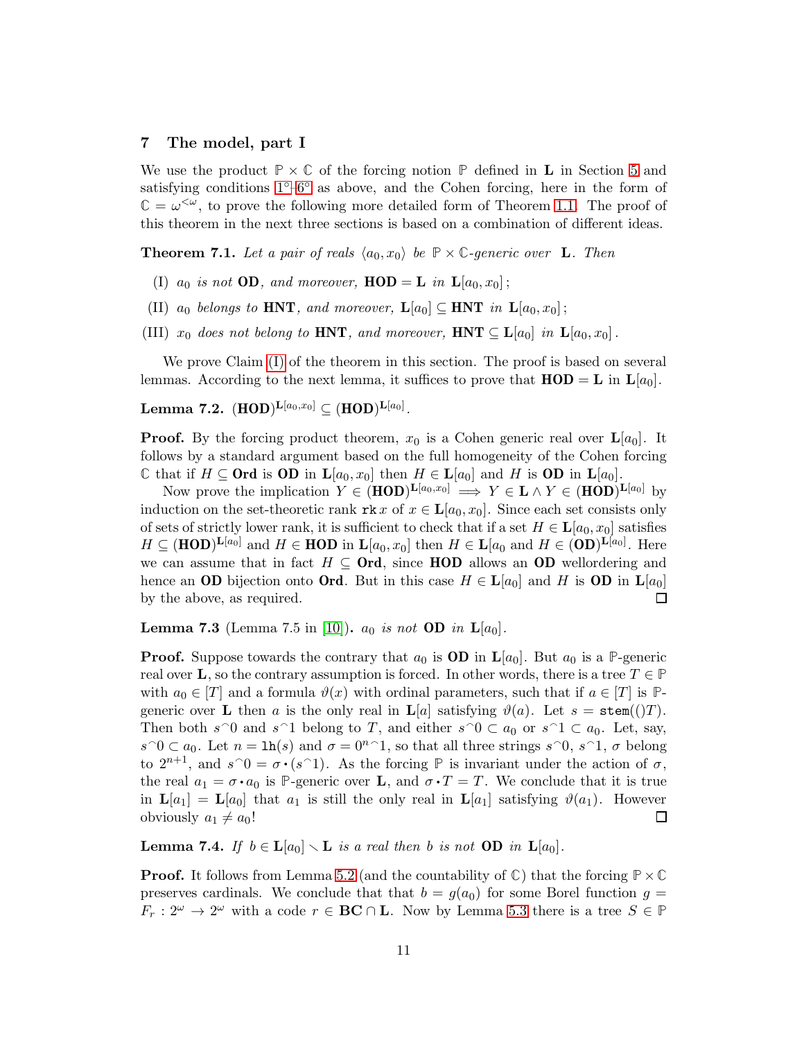## 7 The model, part I

We use the product $\mathbb{P} \times \mathbb{C}$ of the forcing notion $\mathbb{P}$ defined in $\mathbf{L}$ in Section 5 and satisfying conditions 1°–6° as above, and the Cohen forcing, here in the form of $\mathbb{C} = \omega^{<\omega}$, to prove the following more detailed form of Theorem 1.1. The proof of this theorem in the next three sections is based on a combination of different ideas.

**Theorem 7.1.** *Let a pair of reals $\langle a_0, x_0 \rangle$ be $\mathbb{P} \times \mathbb{C}$-generic over $\mathbf{L}$. Then*

- (I) *$a_0$ is not $\mathbf{OD}$, and moreover, $\mathbf{HOD} = \mathbf{L}$ in $\mathbf{L}[a_0, x_0]$;*
- (II) *$a_0$ belongs to $\mathbf{HNT}$, and moreover, $\mathbf{L}[a_0] \subseteq \mathbf{HNT}$ in $\mathbf{L}[a_0, x_0]$;*
- (III) *$x_0$ does not belong to $\mathbf{HNT}$, and moreover, $\mathbf{HNT} \subseteq \mathbf{L}[a_0]$ in $\mathbf{L}[a_0, x_0]$.*

We prove Claim (I) of the theorem in this section. The proof is based on several lemmas. According to the next lemma, it suffices to prove that $\mathbf{HOD} = \mathbf{L}$ in $\mathbf{L}[a_0]$.

**Lemma 7.2.** $(\mathbf{HOD})^{\mathbf{L}[a_0, x_0]} \subseteq (\mathbf{HOD})^{\mathbf{L}[a_0]}$.

**Proof.** By the forcing product theorem, $x_0$ is a Cohen generic real over $\mathbf{L}[a_0]$. It follows by a standard argument based on the full homogeneity of the Cohen forcing $\mathbb{C}$ that if $H \subseteq \mathbf{Ord}$ is $\mathbf{OD}$ in $\mathbf{L}[a_0, x_0]$ then $H \in \mathbf{L}[a_0]$ and $H$ is $\mathbf{OD}$ in $\mathbf{L}[a_0]$.

Now prove the implication $Y \in (\mathbf{HOD})^{\mathbf{L}[a_0, x_0]} \implies Y \in \mathbf{L} \wedge Y \in (\mathbf{HOD})^{\mathbf{L}[a_0]}$ by induction on the set-theoretic rank $\mathtt{rk}\, x$ of $x \in \mathbf{L}[a_0, x_0]$. Since each set consists only of sets of strictly lower rank, it is sufficient to check that if a set $H \in \mathbf{L}[a_0, x_0]$ satisfies $H \subseteq (\mathbf{HOD})^{\mathbf{L}[a_0]}$ and $H \in \mathbf{HOD}$ in $\mathbf{L}[a_0, x_0]$ then $H \in \mathbf{L}[a_0$ and $H \in (\mathbf{OD})^{\mathbf{L}[a_0]}$. Here we can assume that in fact $H \subseteq \mathbf{Ord}$, since $\mathbf{HOD}$ allows an $\mathbf{OD}$ wellordering and hence an $\mathbf{OD}$ bijection onto $\mathbf{Ord}$. But in this case $H \in \mathbf{L}[a_0]$ and $H$ is $\mathbf{OD}$ in $\mathbf{L}[a_0]$ by the above, as required. □

**Lemma 7.3** (Lemma 7.5 in [10])**.** *$a_0$ is not $\mathbf{OD}$ in $\mathbf{L}[a_0]$.*

**Proof.** Suppose towards the contrary that $a_0$ is $\mathbf{OD}$ in $\mathbf{L}[a_0]$. But $a_0$ is a $\mathbb{P}$-generic real over $\mathbf{L}$, so the contrary assumption is forced. In other words, there is a tree $T \in \mathbb{P}$ with $a_0 \in [T]$ and a formula $\vartheta(x)$ with ordinal parameters, such that if $a \in [T]$ is $\mathbb{P}$-generic over $\mathbf{L}$ then $a$ is the only real in $\mathbf{L}[a]$ satisfying $\vartheta(a)$. Let $s = \mathtt{stem}(()T)$. Then both $s^\frown 0$ and $s^\frown 1$ belong to $T$, and either $s^\frown 0 \subset a_0$ or $s^\frown 1 \subset a_0$. Let, say, $s^\frown 0 \subset a_0$. Let $n = \mathtt{lh}(s)$ and $\sigma = 0^{n\frown} 1$, so that all three strings $s^\frown 0$, $s^\frown 1$, $\sigma$ belong to $2^{n+1}$, and $s^\frown 0 = \sigma \boldsymbol{\cdot} (s^\frown 1)$. As the forcing $\mathbb{P}$ is invariant under the action of $\sigma$, the real $a_1 = \sigma \boldsymbol{\cdot} a_0$ is $\mathbb{P}$-generic over $\mathbf{L}$, and $\sigma \boldsymbol{\cdot} T = T$. We conclude that it is true in $\mathbf{L}[a_1] = \mathbf{L}[a_0]$ that $a_1$ is still the only real in $\mathbf{L}[a_1]$ satisfying $\vartheta(a_1)$. However obviously $a_1 \neq a_0$! □

**Lemma 7.4.** *If $b \in \mathbf{L}[a_0] \smallsetminus \mathbf{L}$ is a real then $b$ is not $\mathbf{OD}$ in $\mathbf{L}[a_0]$.*

**Proof.** It follows from Lemma 5.2 (and the countability of $\mathbb{C}$) that the forcing $\mathbb{P} \times \mathbb{C}$ preserves cardinals. We conclude that that $b = g(a_0)$ for some Borel function $g = F_r : 2^\omega \to 2^\omega$ with a code $r \in \mathbf{BC} \cap \mathbf{L}$. Now by Lemma 5.3 there is a tree $S \in \mathbb{P}$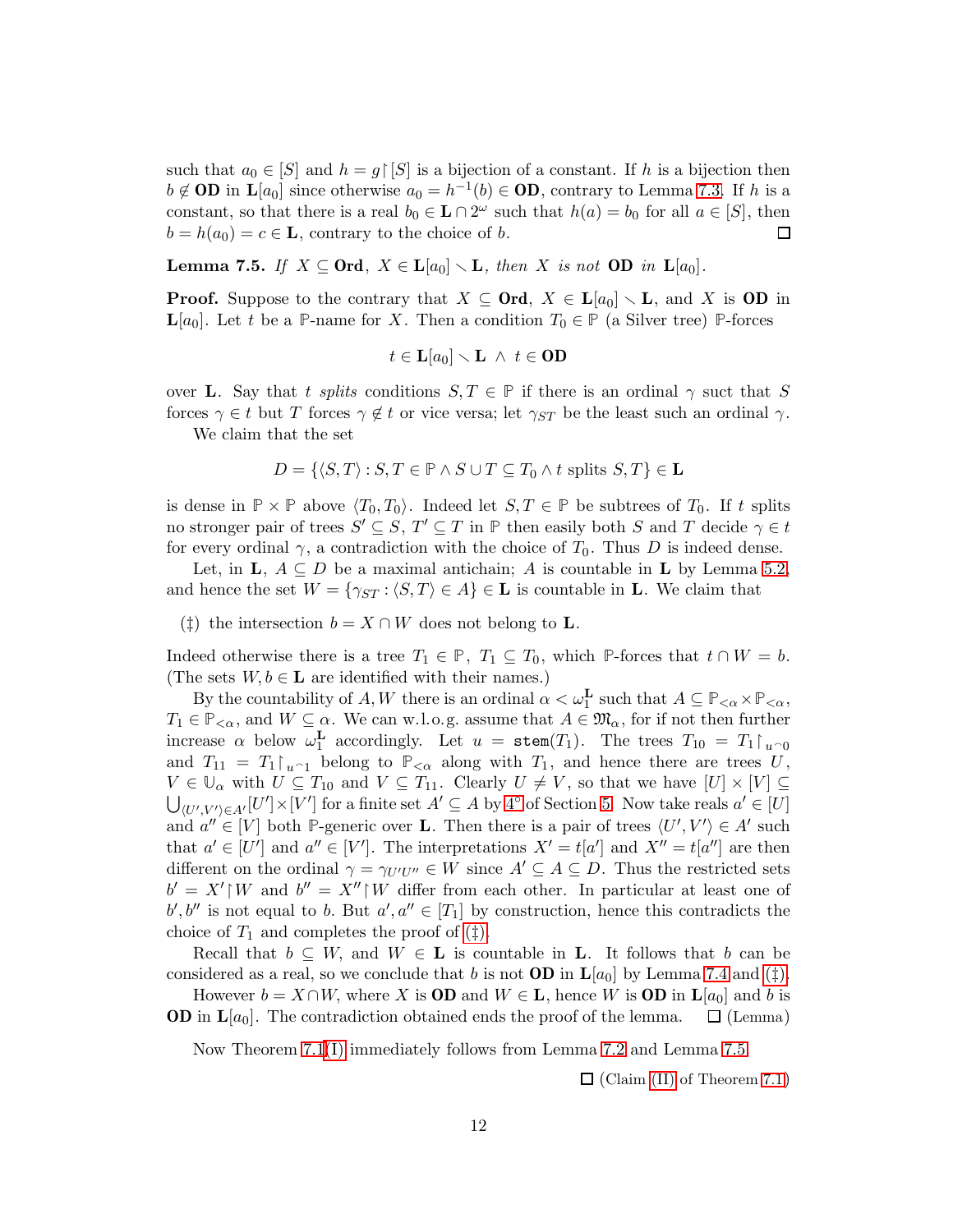such that $a_0 \in [S]$ and $h = g \restriction [S]$ is a bijection of a constant. If $h$ is a bijection then $b \notin \mathbf{OD}$ in $\mathbf{L}[a_0]$ since otherwise $a_0 = h^{-1}(b) \in \mathbf{OD}$, contrary to Lemma 7.3. If $h$ is a constant, so that there is a real $b_0 \in \mathbf{L} \cap 2^\omega$ such that $h(a) = b_0$ for all $a \in [S]$, then $b = h(a_0) = c \in \mathbf{L}$, contrary to the choice of $b$. $\square$

**Lemma 7.5.** *If $X \subseteq \mathbf{Ord}$, $X \in \mathbf{L}[a_0] \smallsetminus \mathbf{L}$, then $X$ is not* $\mathbf{OD}$ *in* $\mathbf{L}[a_0]$.

**Proof.** Suppose to the contrary that $X \subseteq \mathbf{Ord}$, $X \in \mathbf{L}[a_0] \smallsetminus \mathbf{L}$, and $X$ is $\mathbf{OD}$ in $\mathbf{L}[a_0]$. Let $t$ be a $\mathbb{P}$-name for $X$. Then a condition $T_0 \in \mathbb{P}$ (a Silver tree) $\mathbb{P}$-forces

$$t \in \mathbf{L}[a_0] \smallsetminus \mathbf{L} \ \wedge \ t \in \mathbf{OD}$$

over $\mathbf{L}$. Say that $t$ *splits* conditions $S, T \in \mathbb{P}$ if there is an ordinal $\gamma$ suct that $S$ forces $\gamma \in t$ but $T$ forces $\gamma \notin t$ or vice versa; let $\gamma_{ST}$ be the least such an ordinal $\gamma$.

We claim that the set

$$D = \{\langle S, T\rangle : S, T \in \mathbb{P} \wedge S \cup T \subseteq T_0 \wedge t \text{ splits } S, T\} \in \mathbf{L}$$

is dense in $\mathbb{P} \times \mathbb{P}$ above $\langle T_0, T_0\rangle$. Indeed let $S, T \in \mathbb{P}$ be subtrees of $T_0$. If $t$ splits no stronger pair of trees $S' \subseteq S$, $T' \subseteq T$ in $\mathbb{P}$ then easily both $S$ and $T$ decide $\gamma \in t$ for every ordinal $\gamma$, a contradiction with the choice of $T_0$. Thus $D$ is indeed dense.

Let, in $\mathbf{L}$, $A \subseteq D$ be a maximal antichain; $A$ is countable in $\mathbf{L}$ by Lemma 5.2, and hence the set $W = \{\gamma_{ST} : \langle S, T\rangle \in A\} \in \mathbf{L}$ is countable in $\mathbf{L}$. We claim that

(‡) the intersection $b = X \cap W$ does not belong to $\mathbf{L}$.

Indeed otherwise there is a tree $T_1 \in \mathbb{P}$, $T_1 \subseteq T_0$, which $\mathbb{P}$-forces that $t \cap W = b$. (The sets $W, b \in \mathbf{L}$ are identified with their names.)

By the countability of $A, W$ there is an ordinal $\alpha < \omega_1^{\mathbf{L}}$ such that $A \subseteq \mathbb{P}_{<\alpha} \times \mathbb{P}_{<\alpha}$, $T_1 \in \mathbb{P}_{<\alpha}$, and $W \subseteq \alpha$. We can w.l.o.g. assume that $A \in \mathfrak{M}_\alpha$, for if not then further increase $\alpha$ below $\omega_1^{\mathbf{L}}$ accordingly. Let $u = \mathtt{stem}(T_1)$. The trees $T_{10} = T_1 \restriction_{u^\frown 0}$ and $T_{11} = T_1 \restriction_{u^\frown 1}$ belong to $\mathbb{P}_{<\alpha}$ along with $T_1$, and hence there are trees $U$, $V \in \mathbb{U}_\alpha$ with $U \subseteq T_{10}$ and $V \subseteq T_{11}$. Clearly $U \neq V$, so that we have $[U] \times [V] \subseteq \bigcup_{\langle U', V'\rangle \in A'} [U'] \times [V']$ for a finite set $A' \subseteq A$ by 4° of Section 5. Now take reals $a' \in [U]$ and $a'' \in [V]$ both $\mathbb{P}$-generic over $\mathbf{L}$. Then there is a pair of trees $\langle U', V'\rangle \in A'$ such that $a' \in [U']$ and $a'' \in [V']$. The interpretations $X' = t[a']$ and $X'' = t[a'']$ are then different on the ordinal $\gamma = \gamma_{U'U''} \in W$ since $A' \subseteq A \subseteq D$. Thus the restricted sets $b' = X' \restriction W$ and $b'' = X'' \restriction W$ differ from each other. In particular at least one of $b', b''$ is not equal to $b$. But $a', a'' \in [T_1]$ by construction, hence this contradicts the choice of $T_1$ and completes the proof of (‡).

Recall that $b \subseteq W$, and $W \in \mathbf{L}$ is countable in $\mathbf{L}$. It follows that $b$ can be considered as a real, so we conclude that $b$ is not $\mathbf{OD}$ in $\mathbf{L}[a_0]$ by Lemma 7.4 and (‡).

However $b = X \cap W$, where $X$ is $\mathbf{OD}$ and $W \in \mathbf{L}$, hence $W$ is $\mathbf{OD}$ in $\mathbf{L}[a_0]$ and $b$ is $\mathbf{OD}$ in $\mathbf{L}[a_0]$. The contradiction obtained ends the proof of the lemma. $\square$ (Lemma)

Now Theorem 7.1(I) immediately follows from Lemma 7.2 and Lemma 7.5.

$\square$ (Claim (II) of Theorem 7.1)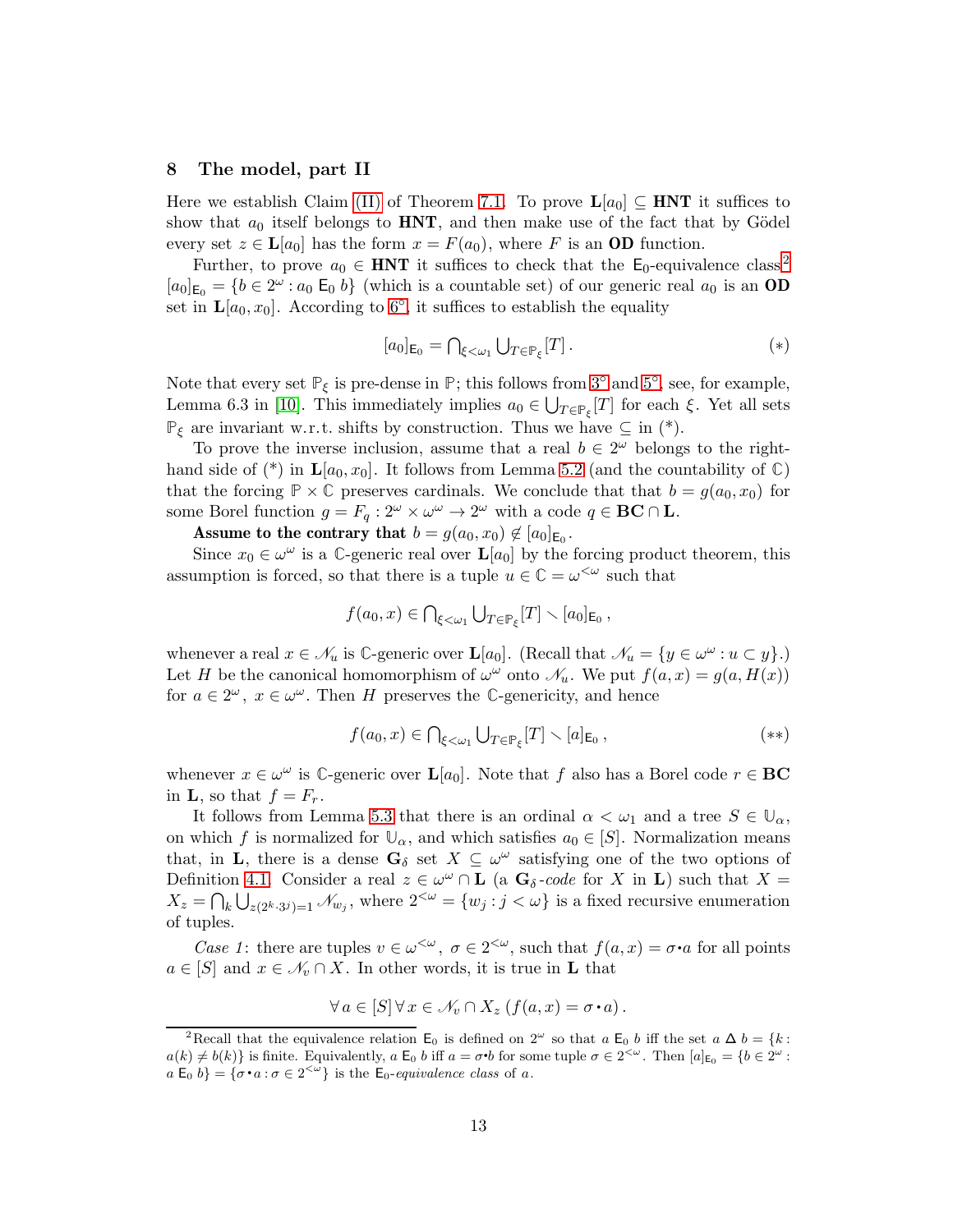## 8 The model, part II

Here we establish Claim (II) of Theorem 7.1. To prove $\mathbf{L}[a_0] \subseteq \mathbf{HNT}$ it suffices to show that $a_0$ itself belongs to $\mathbf{HNT}$, and then make use of the fact that by Gödel every set $z \in \mathbf{L}[a_0]$ has the form $x = F(a_0)$, where $F$ is an $\mathbf{OD}$ function.

Further, to prove $a_0 \in \mathbf{HNT}$ it suffices to check that the $\mathsf{E}_0$-equivalence class[2] $[a_0]_{\mathsf{E}_0} = \{b \in 2^\omega : a_0 \mathrel{\mathsf{E}_0} b\}$ (which is a countable set) of our generic real $a_0$ is an $\mathbf{OD}$ set in $\mathbf{L}[a_0, x_0]$. According to 6°, it suffices to establish the equality

$$[a_0]_{\mathsf{E}_0} = \bigcap_{\xi<\omega_1} \bigcup_{T \in \mathbb{P}_\xi} [T]\,. \tag{$*$}$$

Note that every set $\mathbb{P}_\xi$ is pre-dense in $\mathbb{P}$; this follows from 3° and 5°, see, for example, Lemma 6.3 in [10]. This immediately implies $a_0 \in \bigcup_{T\in\mathbb{P}_\xi}[T]$ for each $\xi$. Yet all sets $\mathbb{P}_\xi$ are invariant w.r.t. shifts by construction. Thus we have $\subseteq$ in ($*$).

To prove the inverse inclusion, assume that a real $b \in 2^\omega$ belongs to the right-hand side of ($*$) in $\mathbf{L}[a_0, x_0]$. It follows from Lemma 5.2 (and the countability of $\mathbb{C}$) that the forcing $\mathbb{P} \times \mathbb{C}$ preserves cardinals. We conclude that that $b = g(a_0, x_0)$ for some Borel function $g = F_q : 2^\omega \times \omega^\omega \to 2^\omega$ with a code $q \in \mathbf{BC} \cap \mathbf{L}$.

**Assume to the contrary that** $b = g(a_0, x_0) \notin [a_0]_{\mathsf{E}_0}$.

Since $x_0 \in \omega^\omega$ is a $\mathbb{C}$-generic real over $\mathbf{L}[a_0]$ by the forcing product theorem, this assumption is forced, so that there is a tuple $u \in \mathbb{C} = \omega^{<\omega}$ such that

$$f(a_0, x) \in \bigcap_{\xi<\omega_1} \bigcup_{T\in\mathbb{P}_\xi} [T] \smallsetminus [a_0]_{\mathsf{E}_0}\,,$$

whenever a real $x \in \mathscr{N}_u$ is $\mathbb{C}$-generic over $\mathbf{L}[a_0]$. (Recall that $\mathscr{N}_u = \{y \in \omega^\omega : u \subset y\}$.) Let $H$ be the canonical homomorphism of $\omega^\omega$ onto $\mathscr{N}_u$. We put $f(a, x) = g(a, H(x))$ for $a \in 2^\omega$, $x \in \omega^\omega$. Then $H$ preserves the $\mathbb{C}$-genericity, and hence

$$f(a_0, x) \in \bigcap_{\xi<\omega_1} \bigcup_{T\in\mathbb{P}_\xi} [T] \smallsetminus [a]_{\mathsf{E}_0}\,, \tag{$**$}$$

whenever $x \in \omega^\omega$ is $\mathbb{C}$-generic over $\mathbf{L}[a_0]$. Note that $f$ also has a Borel code $r \in \mathbf{BC}$ in $\mathbf{L}$, so that $f = F_r$.

It follows from Lemma 5.3 that there is an ordinal $\alpha < \omega_1$ and a tree $S \in \mathbb{U}_\alpha$, on which $f$ is normalized for $\mathbb{U}_\alpha$, and which satisfies $a_0 \in [S]$. Normalization means that, in $\mathbf{L}$, there is a dense $\mathbf{G}_\delta$ set $X \subseteq \omega^\omega$ satisfying one of the two options of Definition 4.1. Consider a real $z \in \omega^\omega \cap \mathbf{L}$ (a $\mathbf{G}_\delta$*-code* for $X$ in $\mathbf{L}$) such that $X = X_z = \bigcap_k \bigcup_{z(2^k\cdot 3^j)=1} \mathscr{N}_{w_j}$, where $2^{<\omega} = \{w_j : j < \omega\}$ is a fixed recursive enumeration of tuples.

*Case 1*: there are tuples $v \in \omega^{<\omega}$, $\sigma \in 2^{<\omega}$, such that $f(a, x) = \sigma{\cdot}a$ for all points $a \in [S]$ and $x \in \mathscr{N}_v \cap X$. In other words, it is true in $\mathbf{L}$ that

$$\forall\, a \in [S]\, \forall\, x \in \mathscr{N}_v \cap X_z\, (f(a, x) = \sigma \cdot a)\,.$$

---

[2] Recall that the equivalence relation $\mathsf{E}_0$ is defined on $2^\omega$ so that $a \mathrel{\mathsf{E}_0} b$ iff the set $a \mathbin{\Delta} b = \{k : a(k) \neq b(k)\}$ is finite. Equivalently, $a \mathrel{\mathsf{E}_0} b$ iff $a = \sigma{\cdot}b$ for some tuple $\sigma \in 2^{<\omega}$. Then $[a]_{\mathsf{E}_0} = \{b \in 2^\omega : a \mathrel{\mathsf{E}_0} b\} = \{\sigma \cdot a : \sigma \in 2^{<\omega}\}$ is the $\mathsf{E}_0$*-equivalence class* of $a$.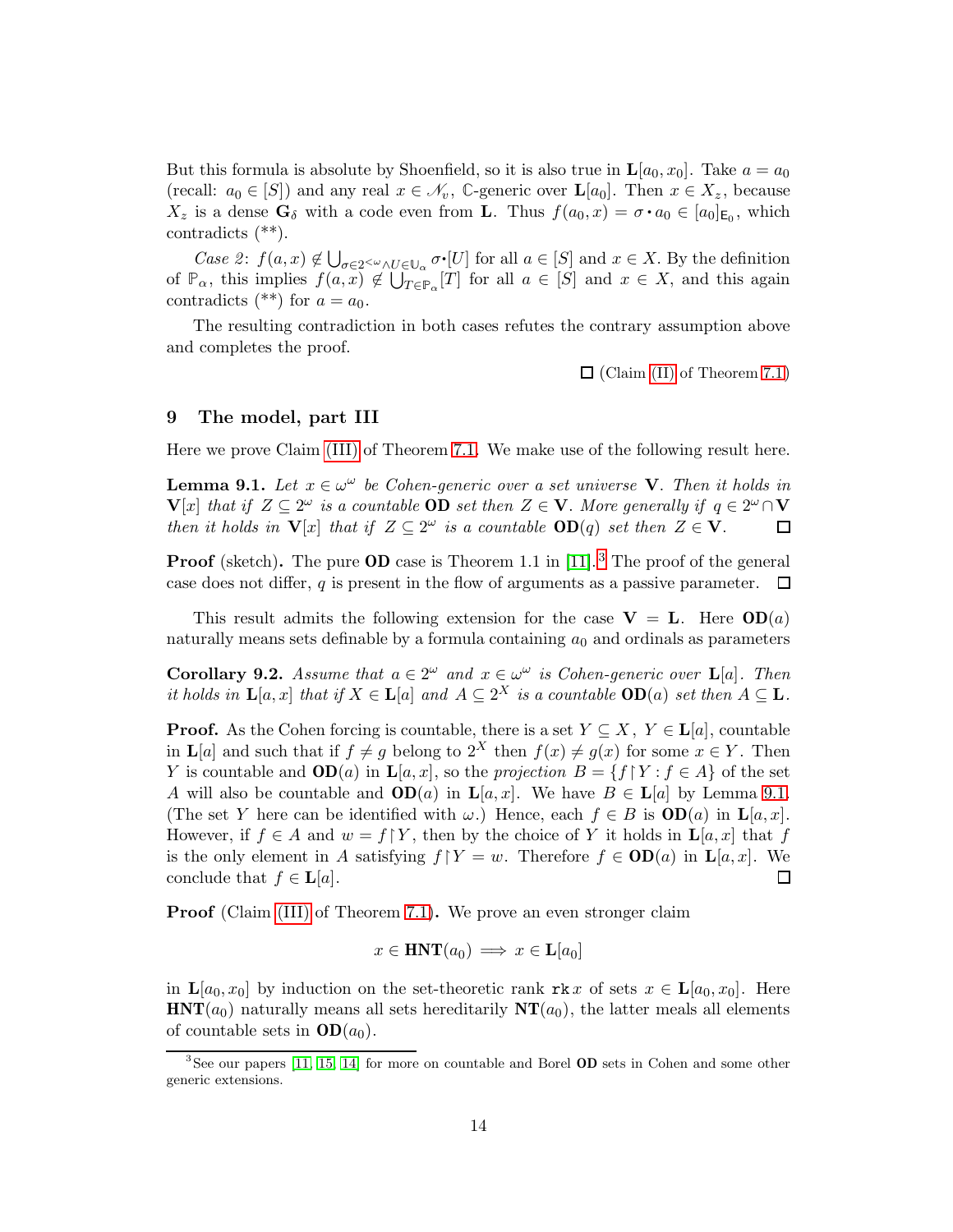But this formula is absolute by Shoenfield, so it is also true in $\mathbf{L}[a_0, x_0]$. Take $a = a_0$ (recall: $a_0 \in [S]$) and any real $x \in \mathscr{N}_v$, $\mathbb{C}$-generic over $\mathbf{L}[a_0]$. Then $x \in X_z$, because $X_z$ is a dense $\mathbf{G}_\delta$ with a code even from $\mathbf{L}$. Thus $f(a_0, x) = \sigma \cdot a_0 \in [a_0]_{\mathsf{E}_0}$, which contradicts (\*\*).

*Case 2*: $f(a, x) \notin \bigcup_{\sigma \in 2^{<\omega} \wedge U \in \mathbb{U}_\alpha} \sigma \cdot [U]$ for all $a \in [S]$ and $x \in X$. By the definition of $\mathbb{P}_\alpha$, this implies $f(a, x) \notin \bigcup_{T \in \mathbb{P}_\alpha} [T]$ for all $a \in [S]$ and $x \in X$, and this again contradicts (\*\*) for $a = a_0$.

The resulting contradiction in both cases refutes the contrary assumption above and completes the proof.

□ (Claim (II) of Theorem 7.1)

## 9 The model, part III

Here we prove Claim (III) of Theorem 7.1. We make use of the following result here.

**Lemma 9.1.** *Let $x \in \omega^\omega$ be Cohen-generic over a set universe $\mathbf{V}$. Then it holds in $\mathbf{V}[x]$ that if $Z \subseteq 2^\omega$ is a countable $\mathbf{OD}$ set then $Z \in \mathbf{V}$. More generally if $q \in 2^\omega \cap \mathbf{V}$ then it holds in $\mathbf{V}[x]$ that if $Z \subseteq 2^\omega$ is a countable $\mathbf{OD}(q)$ set then $Z \in \mathbf{V}$.* □

**Proof** (sketch)**.** The pure $\mathbf{OD}$ case is Theorem 1.1 in [11].[3] The proof of the general case does not differ, $q$ is present in the flow of arguments as a passive parameter. □

This result admits the following extension for the case $\mathbf{V} = \mathbf{L}$. Here $\mathbf{OD}(a)$ naturally means sets definable by a formula containing $a_0$ and ordinals as parameters

**Corollary 9.2.** *Assume that $a \in 2^\omega$ and $x \in \omega^\omega$ is Cohen-generic over $\mathbf{L}[a]$. Then it holds in $\mathbf{L}[a, x]$ that if $X \in \mathbf{L}[a]$ and $A \subseteq 2^X$ is a countable $\mathbf{OD}(a)$ set then $A \subseteq \mathbf{L}$.*

**Proof.** As the Cohen forcing is countable, there is a set $Y \subseteq X$, $Y \in \mathbf{L}[a]$, countable in $\mathbf{L}[a]$ and such that if $f \neq g$ belong to $2^X$ then $f(x) \neq g(x)$ for some $x \in Y$. Then $Y$ is countable and $\mathbf{OD}(a)$ in $\mathbf{L}[a, x]$, so the *projection* $B = \{f \restriction Y : f \in A\}$ of the set $A$ will also be countable and $\mathbf{OD}(a)$ in $\mathbf{L}[a, x]$. We have $B \in \mathbf{L}[a]$ by Lemma 9.1. (The set $Y$ here can be identified with $\omega$.) Hence, each $f \in B$ is $\mathbf{OD}(a)$ in $\mathbf{L}[a, x]$. However, if $f \in A$ and $w = f \restriction Y$, then by the choice of $Y$ it holds in $\mathbf{L}[a, x]$ that $f$ is the only element in $A$ satisfying $f \restriction Y = w$. Therefore $f \in \mathbf{OD}(a)$ in $\mathbf{L}[a, x]$. We conclude that $f \in \mathbf{L}[a]$. □

**Proof** (Claim (III) of Theorem 7.1)**.** We prove an even stronger claim

$$x \in \mathbf{HNT}(a_0) \implies x \in \mathbf{L}[a_0]$$

in $\mathbf{L}[a_0, x_0]$ by induction on the set-theoretic rank $\mathtt{rk}\, x$ of sets $x \in \mathbf{L}[a_0, x_0]$. Here $\mathbf{HNT}(a_0)$ naturally means all sets hereditarily $\mathbf{NT}(a_0)$, the latter meals all elements of countable sets in $\mathbf{OD}(a_0)$.

[3] See our papers [11, 15, 14] for more on countable and Borel $\mathbf{OD}$ sets in Cohen and some other generic extensions.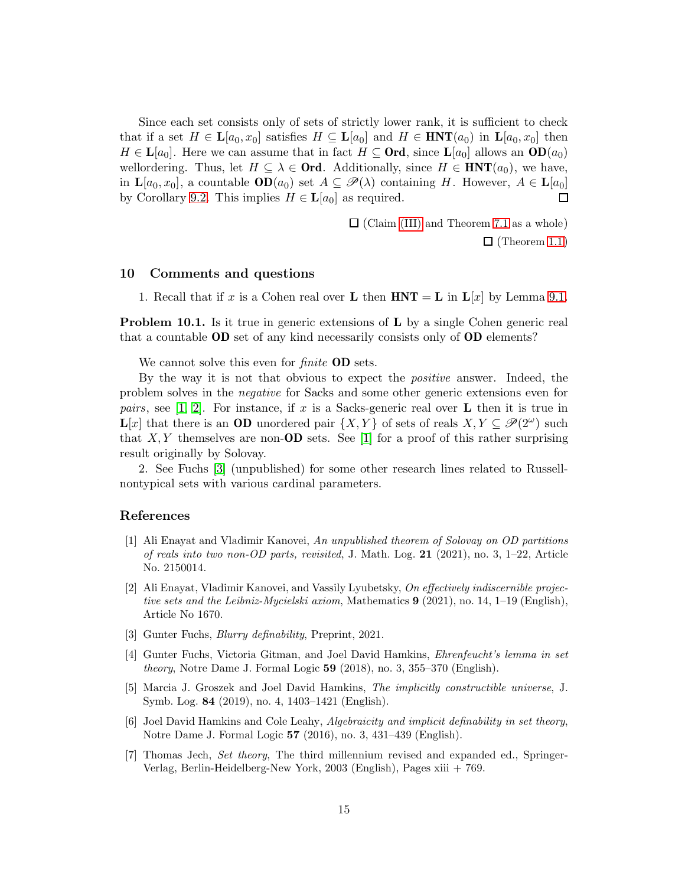Since each set consists only of sets of strictly lower rank, it is sufficient to check that if a set $H \in \mathbf{L}[a_0, x_0]$ satisfies $H \subseteq \mathbf{L}[a_0]$ and $H \in \mathbf{HNT}(a_0)$ in $\mathbf{L}[a_0, x_0]$ then $H \in \mathbf{L}[a_0]$. Here we can assume that in fact $H \subseteq \mathbf{Ord}$, since $\mathbf{L}[a_0]$ allows an $\mathbf{OD}(a_0)$ wellordering. Thus, let $H \subseteq \lambda \in \mathbf{Ord}$. Additionally, since $H \in \mathbf{HNT}(a_0)$, we have, in $\mathbf{L}[a_0, x_0]$, a countable $\mathbf{OD}(a_0)$ set $A \subseteq \mathscr{P}(\lambda)$ containing $H$. However, $A \in \mathbf{L}[a_0]$ by Corollary 9.2. This implies $H \in \mathbf{L}[a_0]$ as required. □

□ (Claim (III) and Theorem 7.1 as a whole)

□ (Theorem 1.1)

## 10 Comments and questions

1. Recall that if $x$ is a Cohen real over $\mathbf{L}$ then $\mathbf{HNT} = \mathbf{L}$ in $\mathbf{L}[x]$ by Lemma 9.1.

**Problem 10.1.** Is it true in generic extensions of $\mathbf{L}$ by a single Cohen generic real that a countable $\mathbf{OD}$ set of any kind necessarily consists only of $\mathbf{OD}$ elements?

We cannot solve this even for *finite* $\mathbf{OD}$ sets.

By the way it is not that obvious to expect the *positive* answer. Indeed, the problem solves in the *negative* for Sacks and some other generic extensions even for *pairs*, see [1, 2]. For instance, if $x$ is a Sacks-generic real over $\mathbf{L}$ then it is true in $\mathbf{L}[x]$ that there is an $\mathbf{OD}$ unordered pair $\{X, Y\}$ of sets of reals $X, Y \subseteq \mathscr{P}(2^\omega)$ such that $X, Y$ themselves are non-$\mathbf{OD}$ sets. See [1] for a proof of this rather surprising result originally by Solovay.

2. See Fuchs [3] (unpublished) for some other research lines related to Russell-nontypical sets with various cardinal parameters.

## References

[1] Ali Enayat and Vladimir Kanovei, *An unpublished theorem of Solovay on OD partitions of reals into two non-OD parts, revisited*, J. Math. Log. **21** (2021), no. 3, 1–22, Article No. 2150014.

[2] Ali Enayat, Vladimir Kanovei, and Vassily Lyubetsky, *On effectively indiscernible projective sets and the Leibniz-Mycielski axiom*, Mathematics **9** (2021), no. 14, 1–19 (English), Article No 1670.

[3] Gunter Fuchs, *Blurry definability*, Preprint, 2021.

[4] Gunter Fuchs, Victoria Gitman, and Joel David Hamkins, *Ehrenfeucht's lemma in set theory*, Notre Dame J. Formal Logic **59** (2018), no. 3, 355–370 (English).

[5] Marcia J. Groszek and Joel David Hamkins, *The implicitly constructible universe*, J. Symb. Log. **84** (2019), no. 4, 1403–1421 (English).

[6] Joel David Hamkins and Cole Leahy, *Algebraicity and implicit definability in set theory*, Notre Dame J. Formal Logic **57** (2016), no. 3, 431–439 (English).

[7] Thomas Jech, *Set theory*, The third millennium revised and expanded ed., Springer-Verlag, Berlin-Heidelberg-New York, 2003 (English), Pages xiii + 769.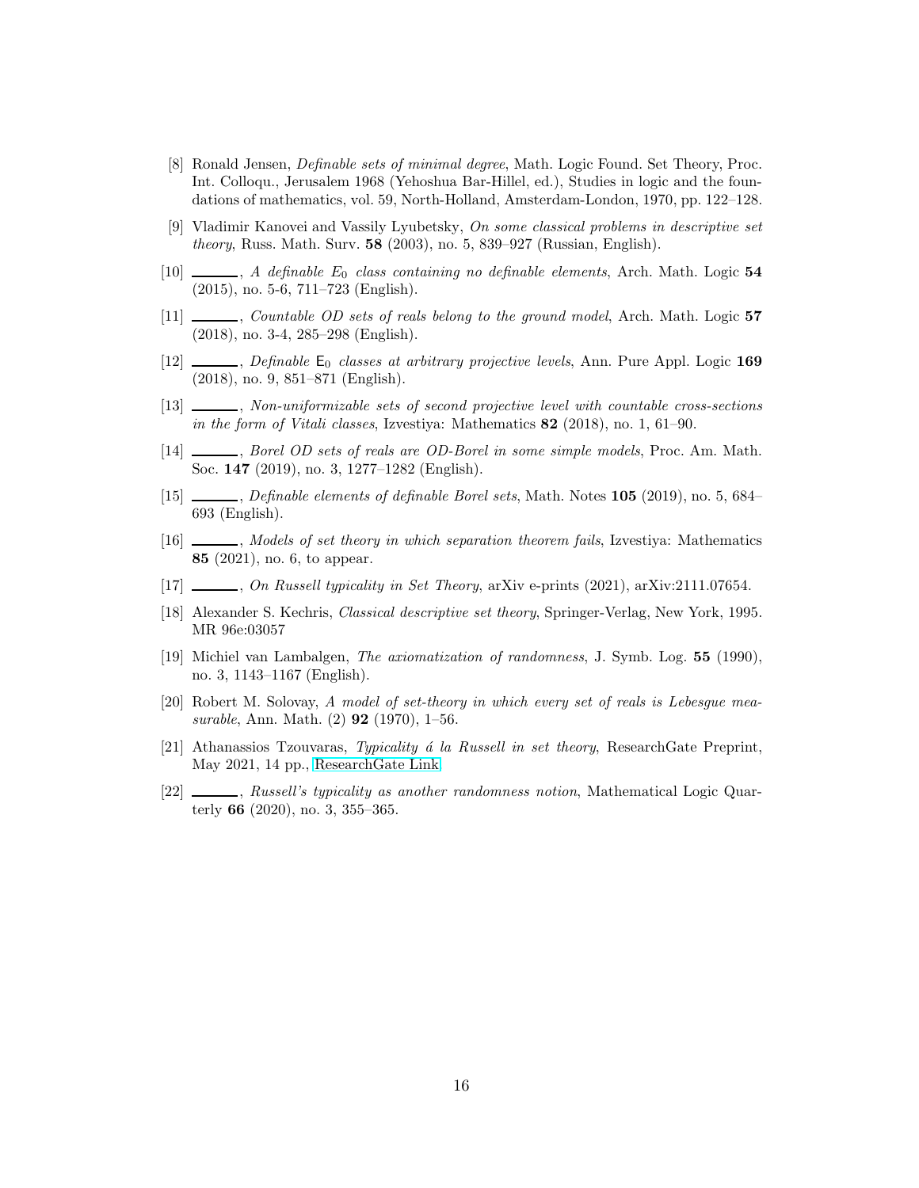[8] Ronald Jensen, *Definable sets of minimal degree*, Math. Logic Found. Set Theory, Proc. Int. Colloqu., Jerusalem 1968 (Yehoshua Bar-Hillel, ed.), Studies in logic and the foundations of mathematics, vol. 59, North-Holland, Amsterdam-London, 1970, pp. 122–128.

[9] Vladimir Kanovei and Vassily Lyubetsky, *On some classical problems in descriptive set theory*, Russ. Math. Surv. **58** (2003), no. 5, 839–927 (Russian, English).

[10] ______, *A definable $E_0$ class containing no definable elements*, Arch. Math. Logic **54** (2015), no. 5-6, 711–723 (English).

[11] ______, *Countable OD sets of reals belong to the ground model*, Arch. Math. Logic **57** (2018), no. 3-4, 285–298 (English).

[12] ______, *Definable $\mathsf{E}_0$ classes at arbitrary projective levels*, Ann. Pure Appl. Logic **169** (2018), no. 9, 851–871 (English).

[13] ______, *Non-uniformizable sets of second projective level with countable cross-sections in the form of Vitali classes*, Izvestiya: Mathematics **82** (2018), no. 1, 61–90.

[14] ______, *Borel OD sets of reals are OD-Borel in some simple models*, Proc. Am. Math. Soc. **147** (2019), no. 3, 1277–1282 (English).

[15] ______, *Definable elements of definable Borel sets*, Math. Notes **105** (2019), no. 5, 684–693 (English).

[16] ______, *Models of set theory in which separation theorem fails*, Izvestiya: Mathematics **85** (2021), no. 6, to appear.

[17] ______, *On Russell typicality in Set Theory*, arXiv e-prints (2021), arXiv:2111.07654.

[18] Alexander S. Kechris, *Classical descriptive set theory*, Springer-Verlag, New York, 1995. MR 96e:03057

[19] Michiel van Lambalgen, *The axiomatization of randomness*, J. Symb. Log. **55** (1990), no. 3, 1143–1167 (English).

[20] Robert M. Solovay, *A model of set-theory in which every set of reals is Lebesgue measurable*, Ann. Math. (2) **92** (1970), 1–56.

[21] Athanassios Tzouvaras, *Typicality á la Russell in set theory*, ResearchGate Preprint, May 2021, 14 pp., ResearchGate Link

[22] ______, *Russell's typicality as another randomness notion*, Mathematical Logic Quarterly **66** (2020), no. 3, 355–365.